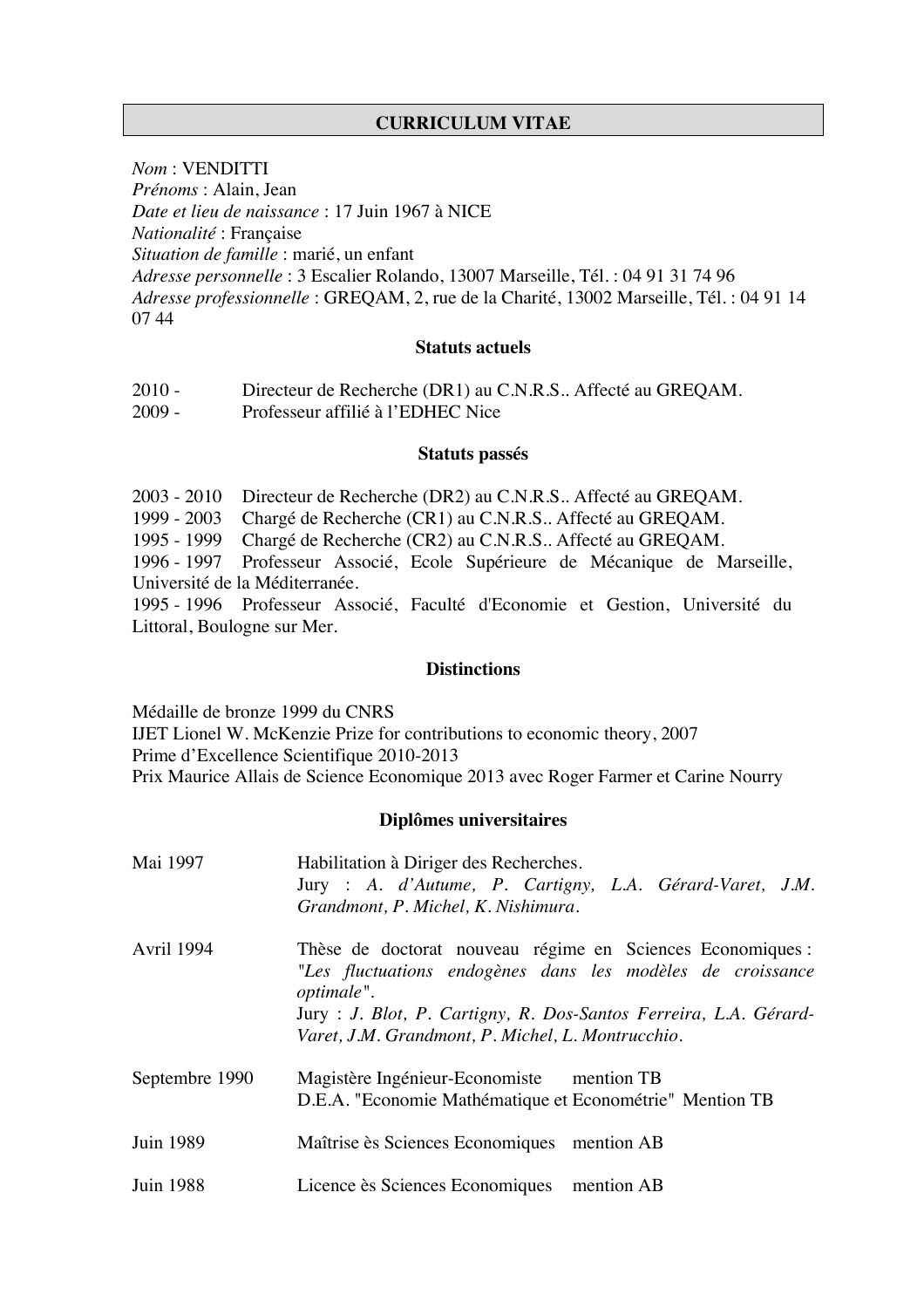# CURRICULUM VITAE

*Nom* : VENDITTI
*Prénoms* : Alain, Jean
*Date et lieu de naissance* : 17 Juin 1967 à NICE
*Nationalité* : Française
*Situation de famille* : marié, un enfant
*Adresse personnelle* : 3 Escalier Rolando, 13007 Marseille, Tél. : 04 91 31 74 96
*Adresse professionnelle* : GREQAM, 2, rue de la Charité, 13002 Marseille, Tél. : 04 91 14 07 44

## Statuts actuels

2010 - Directeur de Recherche (DR1) au C.N.R.S.. Affecté au GREQAM.
2009 - Professeur affilié à l'EDHEC Nice

## Statuts passés

2003 - 2010 Directeur de Recherche (DR2) au C.N.R.S.. Affecté au GREQAM.
1999 - 2003 Chargé de Recherche (CR1) au C.N.R.S.. Affecté au GREQAM.
1995 - 1999 Chargé de Recherche (CR2) au C.N.R.S.. Affecté au GREQAM.
1996 - 1997 Professeur Associé, Ecole Supérieure de Mécanique de Marseille, Université de la Méditerranée.
1995 - 1996 Professeur Associé, Faculté d'Economie et Gestion, Université du Littoral, Boulogne sur Mer.

## Distinctions

Médaille de bronze 1999 du CNRS
IJET Lionel W. McKenzie Prize for contributions to economic theory, 2007
Prime d'Excellence Scientifique 2010-2013
Prix Maurice Allais de Science Economique 2013 avec Roger Farmer et Carine Nourry

## Diplômes universitaires

Mai 1997 — Habilitation à Diriger des Recherches.
Jury : *A. d'Autume, P. Cartigny, L.A. Gérard-Varet, J.M. Grandmont, P. Michel, K. Nishimura.*

Avril 1994 — Thèse de doctorat nouveau régime en Sciences Economiques : *"Les fluctuations endogènes dans les modèles de croissance optimale".*
Jury : *J. Blot, P. Cartigny, R. Dos-Santos Ferreira, L.A. Gérard-Varet, J.M. Grandmont, P. Michel, L. Montrucchio.*

Septembre 1990 — Magistère Ingénieur-Economiste mention TB
D.E.A. "Economie Mathématique et Econométrie" Mention TB

Juin 1989 — Maîtrise ès Sciences Economiques mention AB

Juin 1988 — Licence ès Sciences Economiques mention AB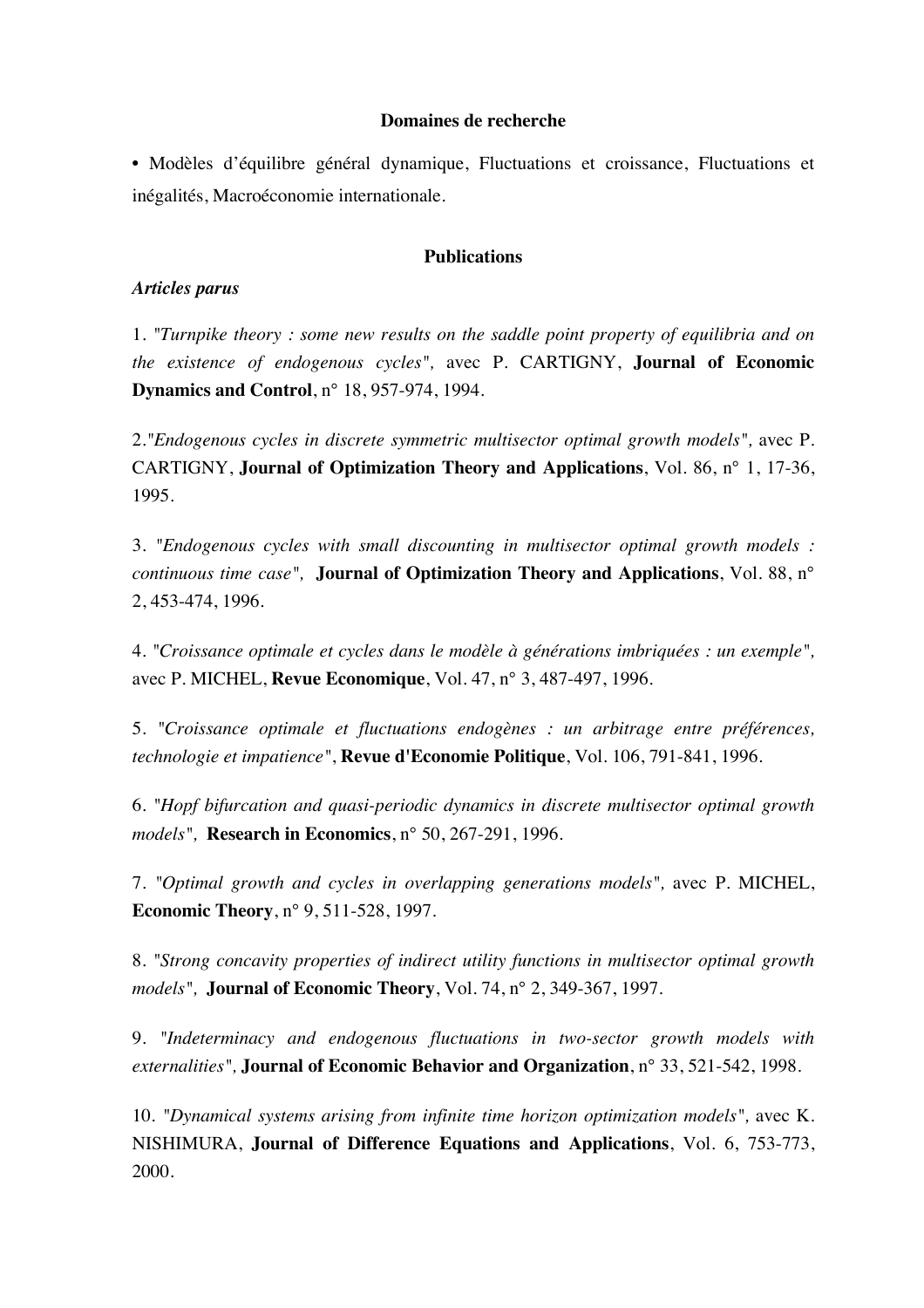**Domaines de recherche**

• Modèles d'équilibre général dynamique, Fluctuations et croissance, Fluctuations et inégalités, Macroéconomie internationale.

**Publications**

***Articles parus***

1. "*Turnpike theory : some new results on the saddle point property of equilibria and on the existence of endogenous cycles",* avec P. CARTIGNY, **Journal of Economic Dynamics and Control**, n° 18, 957-974, 1994.

2."*Endogenous cycles in discrete symmetric multisector optimal growth models",* avec P. CARTIGNY, **Journal of Optimization Theory and Applications**, Vol. 86, n° 1, 17-36, 1995.

3. "*Endogenous cycles with small discounting in multisector optimal growth models : continuous time case",* **Journal of Optimization Theory and Applications**, Vol. 88, n° 2, 453-474, 1996.

4. "*Croissance optimale et cycles dans le modèle à générations imbriquées : un exemple",* avec P. MICHEL, **Revue Economique**, Vol. 47, n° 3, 487-497, 1996.

5. "*Croissance optimale et fluctuations endogènes : un arbitrage entre préférences, technologie et impatience*", **Revue d'Economie Politique**, Vol. 106, 791-841, 1996.

6. "*Hopf bifurcation and quasi-periodic dynamics in discrete multisector optimal growth models",* **Research in Economics**, n° 50, 267-291, 1996.

7. "*Optimal growth and cycles in overlapping generations models",* avec P. MICHEL, **Economic Theory**, n° 9, 511-528, 1997.

8. "*Strong concavity properties of indirect utility functions in multisector optimal growth models",* **Journal of Economic Theory**, Vol. 74, n° 2, 349-367, 1997.

9. "*Indeterminacy and endogenous fluctuations in two-sector growth models with externalities",* **Journal of Economic Behavior and Organization**, n° 33, 521-542, 1998.

10. "*Dynamical systems arising from infinite time horizon optimization models",* avec K. NISHIMURA, **Journal of Difference Equations and Applications**, Vol. 6, 753-773, 2000.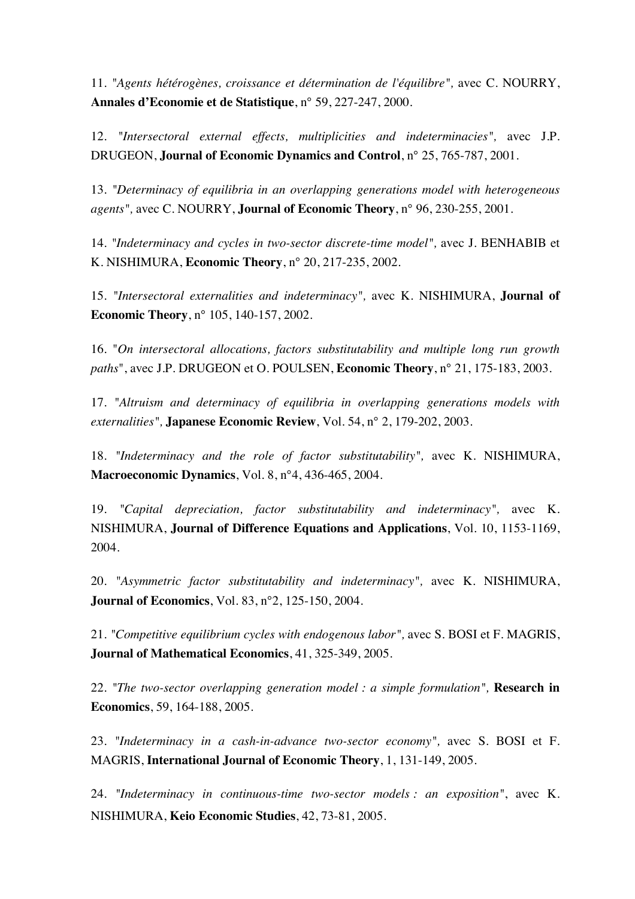11. "*Agents hétérogènes, croissance et détermination de l'équilibre*", avec C. NOURRY, **Annales d'Economie et de Statistique**, n° 59, 227-247, 2000.

12. "*Intersectoral external effects, multiplicities and indeterminacies*", avec J.P. DRUGEON, **Journal of Economic Dynamics and Control**, n° 25, 765-787, 2001.

13. "*Determinacy of equilibria in an overlapping generations model with heterogeneous agents*", avec C. NOURRY, **Journal of Economic Theory**, n° 96, 230-255, 2001.

14. "*Indeterminacy and cycles in two-sector discrete-time model*", avec J. BENHABIB et K. NISHIMURA, **Economic Theory**, n° 20, 217-235, 2002.

15. "*Intersectoral externalities and indeterminacy*", avec K. NISHIMURA, **Journal of Economic Theory**, n° 105, 140-157, 2002.

16. "*On intersectoral allocations, factors substitutability and multiple long run growth paths*", avec J.P. DRUGEON et O. POULSEN, **Economic Theory**, n° 21, 175-183, 2003.

17. "*Altruism and determinacy of equilibria in overlapping generations models with externalities*", **Japanese Economic Review**, Vol. 54, n° 2, 179-202, 2003.

18. "*Indeterminacy and the role of factor substitutability*", avec K. NISHIMURA, **Macroeconomic Dynamics**, Vol. 8, n°4, 436-465, 2004.

19. "*Capital depreciation, factor substitutability and indeterminacy*", avec K. NISHIMURA, **Journal of Difference Equations and Applications**, Vol. 10, 1153-1169, 2004.

20. "*Asymmetric factor substitutability and indeterminacy*", avec K. NISHIMURA, **Journal of Economics**, Vol. 83, n°2, 125-150, 2004.

21. "*Competitive equilibrium cycles with endogenous labor*", avec S. BOSI et F. MAGRIS, **Journal of Mathematical Economics**, 41, 325-349, 2005.

22. "*The two-sector overlapping generation model : a simple formulation*", **Research in Economics**, 59, 164-188, 2005.

23. "*Indeterminacy in a cash-in-advance two-sector economy*", avec S. BOSI et F. MAGRIS, **International Journal of Economic Theory**, 1, 131-149, 2005.

24. "*Indeterminacy in continuous-time two-sector models : an exposition*", avec K. NISHIMURA, **Keio Economic Studies**, 42, 73-81, 2005.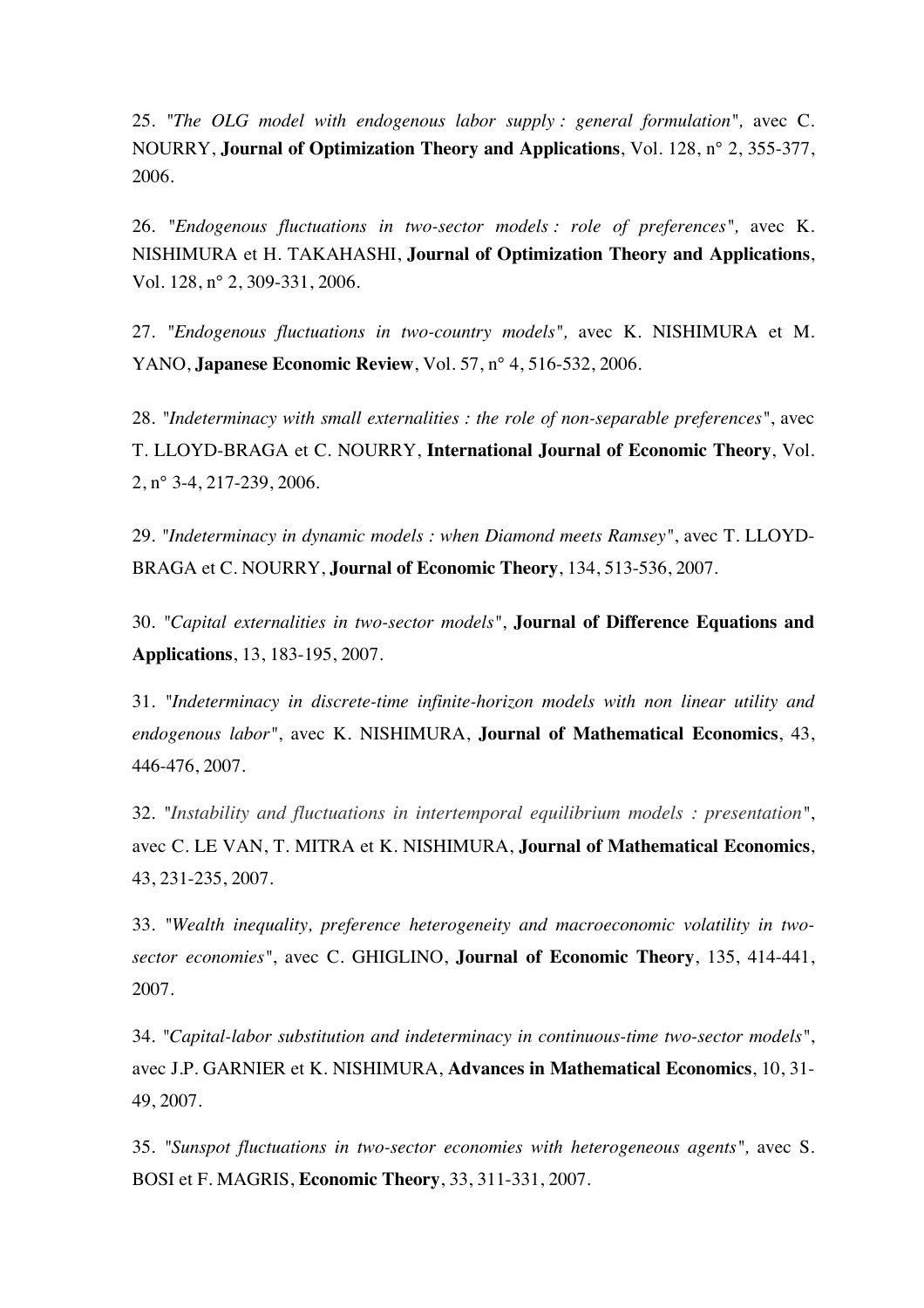25. "*The OLG model with endogenous labor supply : general formulation*", avec C. NOURRY, **Journal of Optimization Theory and Applications**, Vol. 128, n° 2, 355-377, 2006.

26. "*Endogenous fluctuations in two-sector models : role of preferences*", avec K. NISHIMURA et H. TAKAHASHI, **Journal of Optimization Theory and Applications**, Vol. 128, n° 2, 309-331, 2006.

27. "*Endogenous fluctuations in two-country models*", avec K. NISHIMURA et M. YANO, **Japanese Economic Review**, Vol. 57, n° 4, 516-532, 2006.

28. "*Indeterminacy with small externalities : the role of non-separable preferences*", avec T. LLOYD-BRAGA et C. NOURRY, **International Journal of Economic Theory**, Vol. 2, n° 3-4, 217-239, 2006.

29. "*Indeterminacy in dynamic models : when Diamond meets Ramsey*", avec T. LLOYD-BRAGA et C. NOURRY, **Journal of Economic Theory**, 134, 513-536, 2007.

30. "*Capital externalities in two-sector models*", **Journal of Difference Equations and Applications**, 13, 183-195, 2007.

31. "*Indeterminacy in discrete-time infinite-horizon models with non linear utility and endogenous labor*", avec K. NISHIMURA, **Journal of Mathematical Economics**, 43, 446-476, 2007.

32. "*Instability and fluctuations in intertemporal equilibrium models : presentation*", avec C. LE VAN, T. MITRA et K. NISHIMURA, **Journal of Mathematical Economics**, 43, 231-235, 2007.

33. "*Wealth inequality, preference heterogeneity and macroeconomic volatility in two-sector economies*", avec C. GHIGLINO, **Journal of Economic Theory**, 135, 414-441, 2007.

34. "*Capital-labor substitution and indeterminacy in continuous-time two-sector models*", avec J.P. GARNIER et K. NISHIMURA, **Advances in Mathematical Economics**, 10, 31-49, 2007.

35. "*Sunspot fluctuations in two-sector economies with heterogeneous agents*", avec S. BOSI et F. MAGRIS, **Economic Theory**, 33, 311-331, 2007.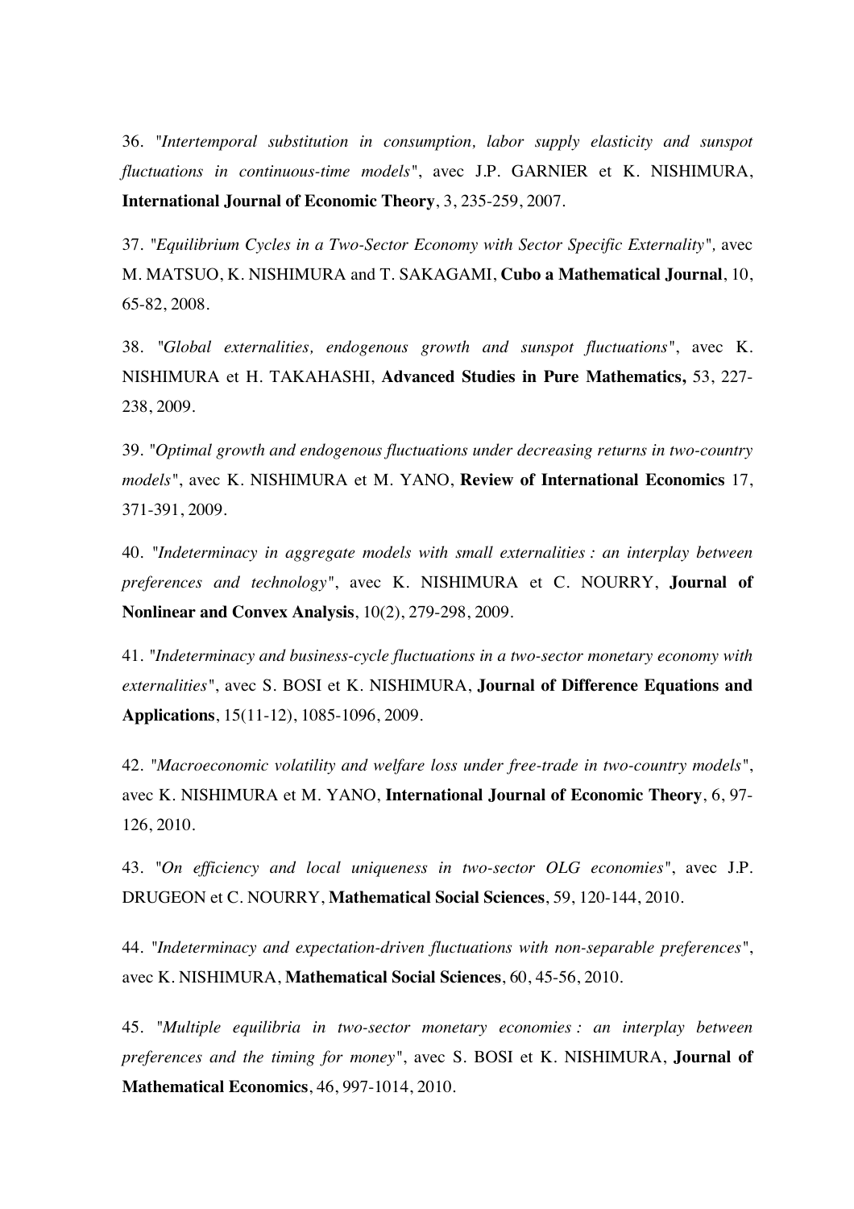36. "*Intertemporal substitution in consumption, labor supply elasticity and sunspot fluctuations in continuous-time models*", avec J.P. GARNIER et K. NISHIMURA, **International Journal of Economic Theory**, 3, 235-259, 2007.

37. "*Equilibrium Cycles in a Two-Sector Economy with Sector Specific Externality*", avec M. MATSUO, K. NISHIMURA and T. SAKAGAMI, **Cubo a Mathematical Journal**, 10, 65-82, 2008.

38. "*Global externalities, endogenous growth and sunspot fluctuations*", avec K. NISHIMURA et H. TAKAHASHI, **Advanced Studies in Pure Mathematics,** 53, 227-238, 2009.

39. "*Optimal growth and endogenous fluctuations under decreasing returns in two-country models*", avec K. NISHIMURA et M. YANO, **Review of International Economics** 17, 371-391, 2009.

40. "*Indeterminacy in aggregate models with small externalities : an interplay between preferences and technology*", avec K. NISHIMURA et C. NOURRY, **Journal of Nonlinear and Convex Analysis**, 10(2), 279-298, 2009.

41. "*Indeterminacy and business-cycle fluctuations in a two-sector monetary economy with externalities*", avec S. BOSI et K. NISHIMURA, **Journal of Difference Equations and Applications**, 15(11-12), 1085-1096, 2009.

42. "*Macroeconomic volatility and welfare loss under free-trade in two-country models*", avec K. NISHIMURA et M. YANO, **International Journal of Economic Theory**, 6, 97-126, 2010.

43. "*On efficiency and local uniqueness in two-sector OLG economies*", avec J.P. DRUGEON et C. NOURRY, **Mathematical Social Sciences**, 59, 120-144, 2010.

44. "*Indeterminacy and expectation-driven fluctuations with non-separable preferences*", avec K. NISHIMURA, **Mathematical Social Sciences**, 60, 45-56, 2010.

45. "*Multiple equilibria in two-sector monetary economies : an interplay between preferences and the timing for money*", avec S. BOSI et K. NISHIMURA, **Journal of Mathematical Economics**, 46, 997-1014, 2010.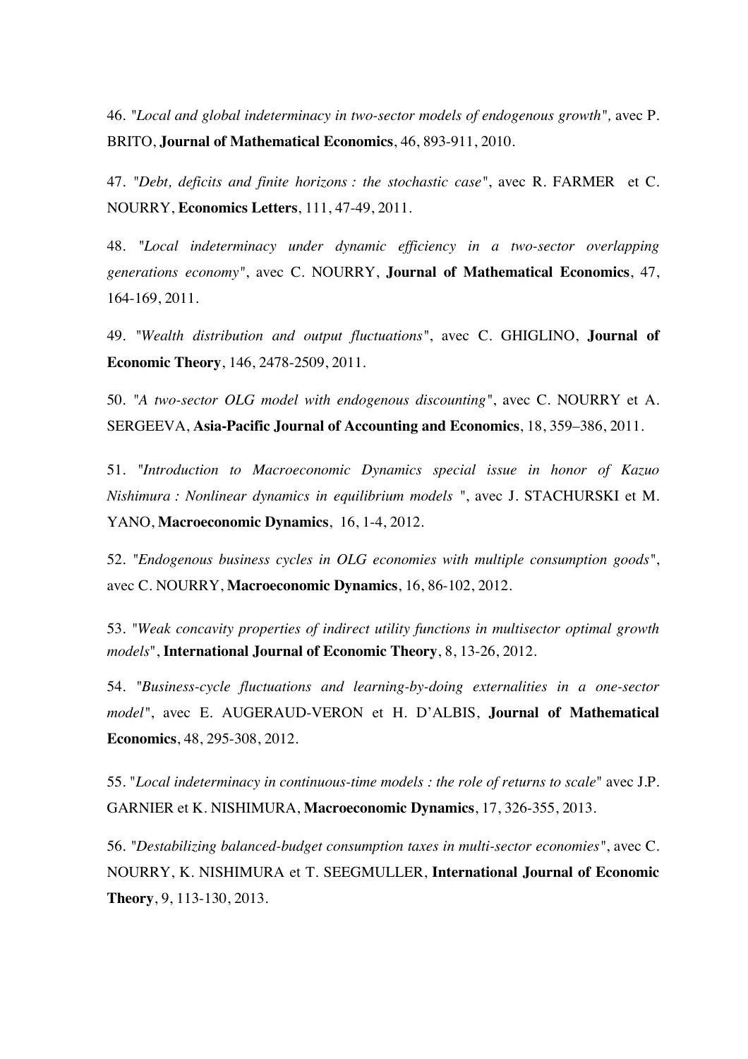46. "*Local and global indeterminacy in two-sector models of endogenous growth*", avec P. BRITO, **Journal of Mathematical Economics**, 46, 893-911, 2010.

47. "*Debt, deficits and finite horizons : the stochastic case*", avec R. FARMER et C. NOURRY, **Economics Letters**, 111, 47-49, 2011.

48. "*Local indeterminacy under dynamic efficiency in a two-sector overlapping generations economy*", avec C. NOURRY, **Journal of Mathematical Economics**, 47, 164-169, 2011.

49. "*Wealth distribution and output fluctuations*", avec C. GHIGLINO, **Journal of Economic Theory**, 146, 2478-2509, 2011.

50. "*A two-sector OLG model with endogenous discounting*", avec C. NOURRY et A. SERGEEVA, **Asia-Pacific Journal of Accounting and Economics**, 18, 359–386, 2011.

51. "*Introduction to Macroeconomic Dynamics special issue in honor of Kazuo Nishimura : Nonlinear dynamics in equilibrium models* ", avec J. STACHURSKI et M. YANO, **Macroeconomic Dynamics**, 16, 1-4, 2012.

52. "*Endogenous business cycles in OLG economies with multiple consumption goods*", avec C. NOURRY, **Macroeconomic Dynamics**, 16, 86-102, 2012.

53. "*Weak concavity properties of indirect utility functions in multisector optimal growth models*", **International Journal of Economic Theory**, 8, 13-26, 2012.

54. "*Business-cycle fluctuations and learning-by-doing externalities in a one-sector model*", avec E. AUGERAUD-VERON et H. D'ALBIS, **Journal of Mathematical Economics**, 48, 295-308, 2012.

55. "*Local indeterminacy in continuous-time models : the role of returns to scale*" avec J.P. GARNIER et K. NISHIMURA, **Macroeconomic Dynamics**, 17, 326-355, 2013.

56. "*Destabilizing balanced-budget consumption taxes in multi-sector economies*", avec C. NOURRY, K. NISHIMURA et T. SEEGMULLER, **International Journal of Economic Theory**, 9, 113-130, 2013.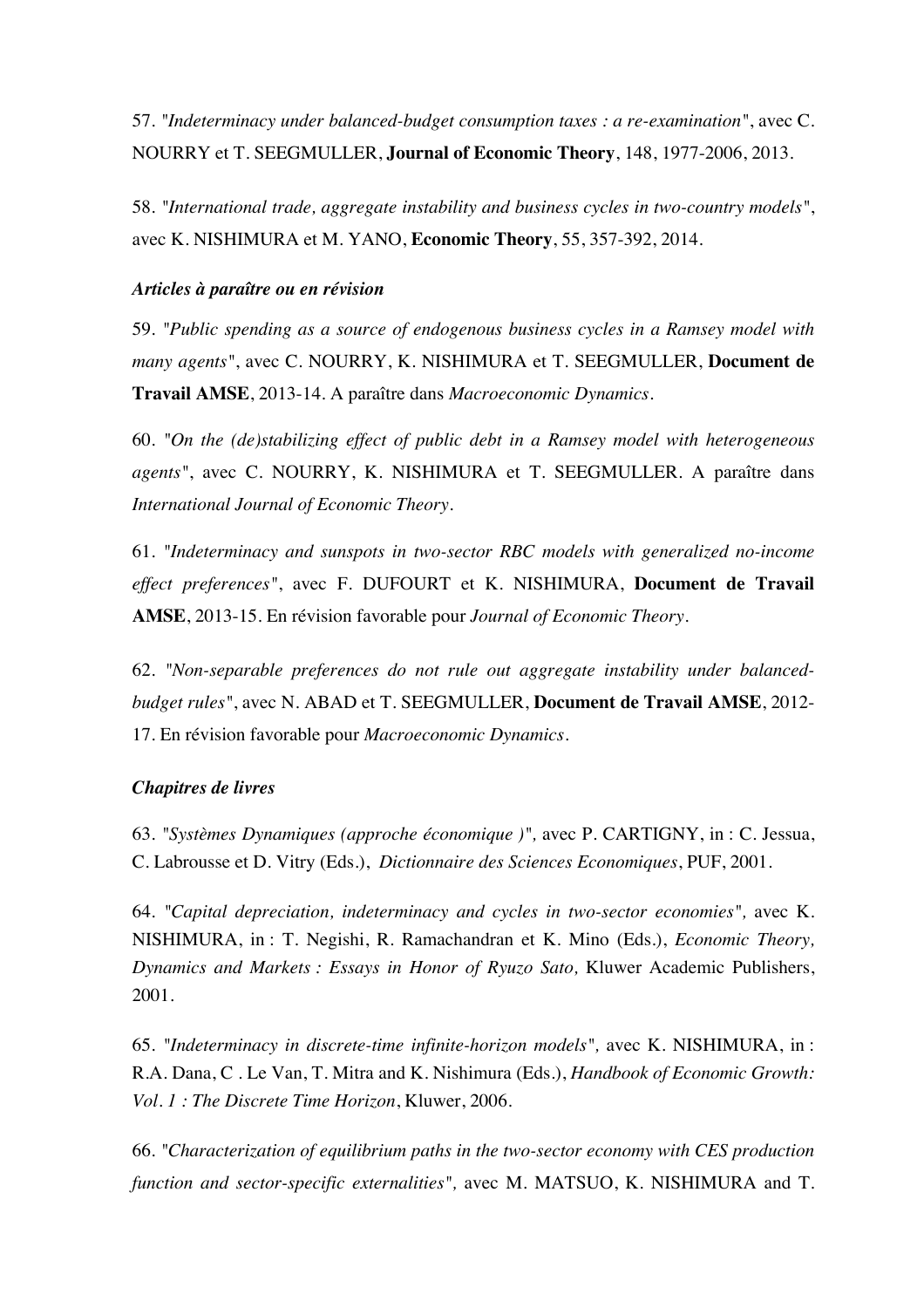57. "*Indeterminacy under balanced-budget consumption taxes : a re-examination*", avec C. NOURRY et T. SEEGMULLER, **Journal of Economic Theory**, 148, 1977-2006, 2013.

58. "*International trade, aggregate instability and business cycles in two-country models*", avec K. NISHIMURA et M. YANO, **Economic Theory**, 55, 357-392, 2014.

***Articles à paraître ou en révision***

59. "*Public spending as a source of endogenous business cycles in a Ramsey model with many agents*", avec C. NOURRY, K. NISHIMURA et T. SEEGMULLER, **Document de Travail AMSE**, 2013-14. A paraître dans *Macroeconomic Dynamics*.

60. "*On the (de)stabilizing effect of public debt in a Ramsey model with heterogeneous agents*", avec C. NOURRY, K. NISHIMURA et T. SEEGMULLER. A paraître dans *International Journal of Economic Theory*.

61. "*Indeterminacy and sunspots in two-sector RBC models with generalized no-income effect preferences*", avec F. DUFOURT et K. NISHIMURA, **Document de Travail AMSE**, 2013-15. En révision favorable pour *Journal of Economic Theory*.

62. "*Non-separable preferences do not rule out aggregate instability under balanced-budget rules*", avec N. ABAD et T. SEEGMULLER, **Document de Travail AMSE**, 2012-17. En révision favorable pour *Macroeconomic Dynamics*.

***Chapitres de livres***

63. "*Systèmes Dynamiques (approche économique )*", avec P. CARTIGNY, in : C. Jessua, C. Labrousse et D. Vitry (Eds.), *Dictionnaire des Sciences Economiques*, PUF, 2001.

64. "*Capital depreciation, indeterminacy and cycles in two-sector economies*", avec K. NISHIMURA, in : T. Negishi, R. Ramachandran et K. Mino (Eds.), *Economic Theory, Dynamics and Markets : Essays in Honor of Ryuzo Sato,* Kluwer Academic Publishers, 2001.

65. "*Indeterminacy in discrete-time infinite-horizon models*", avec K. NISHIMURA, in : R.A. Dana, C . Le Van, T. Mitra and K. Nishimura (Eds.), *Handbook of Economic Growth: Vol. 1 : The Discrete Time Horizon*, Kluwer, 2006.

66. "*Characterization of equilibrium paths in the two-sector economy with CES production function and sector-specific externalities*", avec M. MATSUO, K. NISHIMURA and T.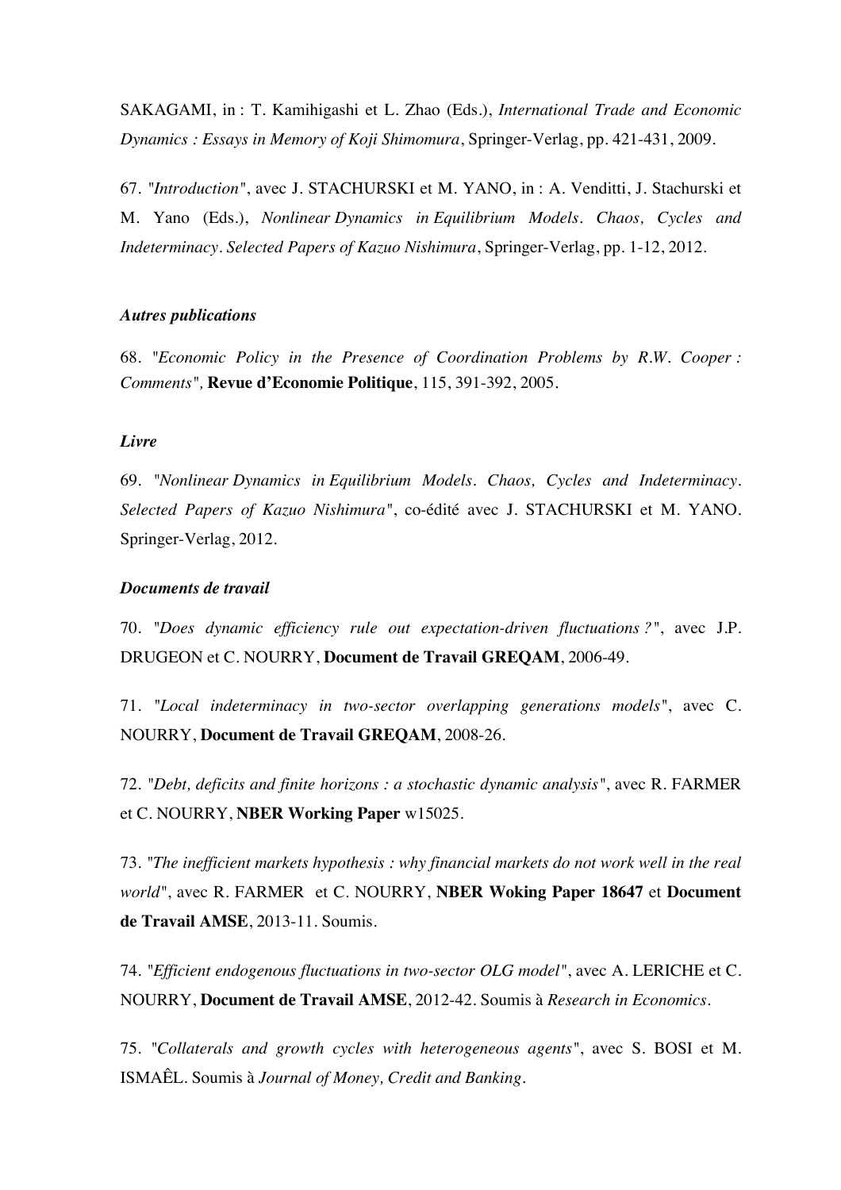SAKAGAMI, in : T. Kamihigashi et L. Zhao (Eds.), *International Trade and Economic Dynamics : Essays in Memory of Koji Shimomura*, Springer-Verlag, pp. 421-431, 2009.

67. "*Introduction*", avec J. STACHURSKI et M. YANO, in : A. Venditti, J. Stachurski et M. Yano (Eds.), *Nonlinear Dynamics in Equilibrium Models. Chaos, Cycles and Indeterminacy. Selected Papers of Kazuo Nishimura*, Springer-Verlag, pp. 1-12, 2012.

### *Autres publications*

68. "*Economic Policy in the Presence of Coordination Problems by R.W. Cooper : Comments*", **Revue d'Economie Politique**, 115, 391-392, 2005.

### *Livre*

69. "*Nonlinear Dynamics in Equilibrium Models. Chaos, Cycles and Indeterminacy. Selected Papers of Kazuo Nishimura*", co-édité avec J. STACHURSKI et M. YANO. Springer-Verlag, 2012.

### *Documents de travail*

70. "*Does dynamic efficiency rule out expectation-driven fluctuations ?*", avec J.P. DRUGEON et C. NOURRY, **Document de Travail GREQAM**, 2006-49.

71. "*Local indeterminacy in two-sector overlapping generations models*", avec C. NOURRY, **Document de Travail GREQAM**, 2008-26.

72. "*Debt, deficits and finite horizons : a stochastic dynamic analysis*", avec R. FARMER et C. NOURRY, **NBER Working Paper** w15025.

73. "*The inefficient markets hypothesis : why financial markets do not work well in the real world*", avec R. FARMER et C. NOURRY, **NBER Woking Paper 18647** et **Document de Travail AMSE**, 2013-11. Soumis.

74. "*Efficient endogenous fluctuations in two-sector OLG model*", avec A. LERICHE et C. NOURRY, **Document de Travail AMSE**, 2012-42. Soumis à *Research in Economics*.

75. "*Collaterals and growth cycles with heterogeneous agents*", avec S. BOSI et M. ISMAÊL. Soumis à *Journal of Money, Credit and Banking*.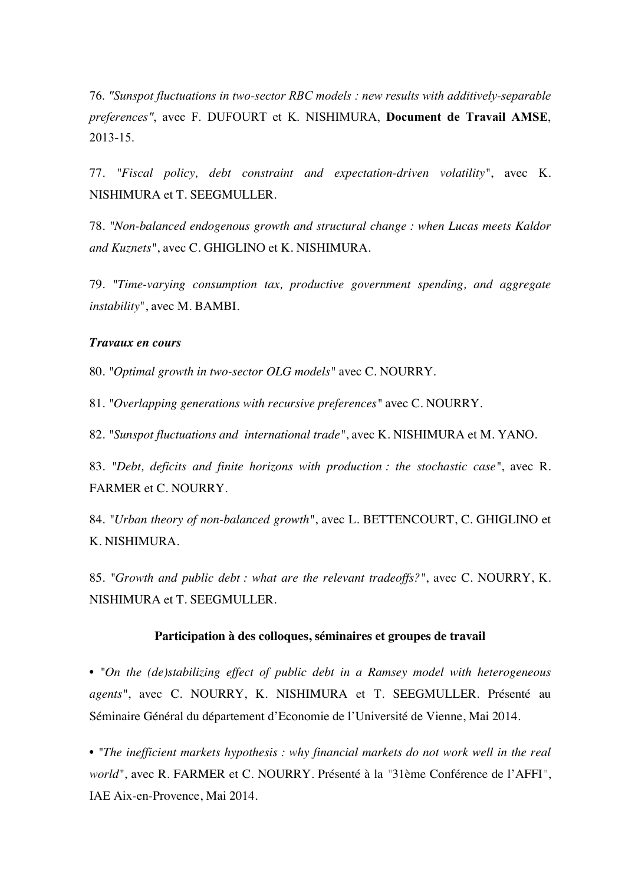76. *"Sunspot fluctuations in two-sector RBC models : new results with additively-separable preferences"*, avec F. DUFOURT et K. NISHIMURA, **Document de Travail AMSE**, 2013-15.

77. "*Fiscal policy, debt constraint and expectation-driven volatility*", avec K. NISHIMURA et T. SEEGMULLER.

78. "*Non-balanced endogenous growth and structural change : when Lucas meets Kaldor and Kuznets*", avec C. GHIGLINO et K. NISHIMURA.

79. "*Time-varying consumption tax, productive government spending, and aggregate instability*", avec M. BAMBI.

***Travaux en cours***

80. "*Optimal growth in two-sector OLG models*" avec C. NOURRY.

81. "*Overlapping generations with recursive preferences*" avec C. NOURRY.

82. "*Sunspot fluctuations and international trade*", avec K. NISHIMURA et M. YANO.

83. "*Debt, deficits and finite horizons with production : the stochastic case*", avec R. FARMER et C. NOURRY.

84. "*Urban theory of non-balanced growth*", avec L. BETTENCOURT, C. GHIGLINO et K. NISHIMURA.

85. "*Growth and public debt : what are the relevant tradeoffs?*", avec C. NOURRY, K. NISHIMURA et T. SEEGMULLER.

## Participation à des colloques, séminaires et groupes de travail

• "*On the (de)stabilizing effect of public debt in a Ramsey model with heterogeneous agents*", avec C. NOURRY, K. NISHIMURA et T. SEEGMULLER. Présenté au Séminaire Général du département d'Economie de l'Université de Vienne, Mai 2014.

• "*The inefficient markets hypothesis : why financial markets do not work well in the real world*", avec R. FARMER et C. NOURRY. Présenté à la "31ème Conférence de l'AFFI", IAE Aix-en-Provence, Mai 2014.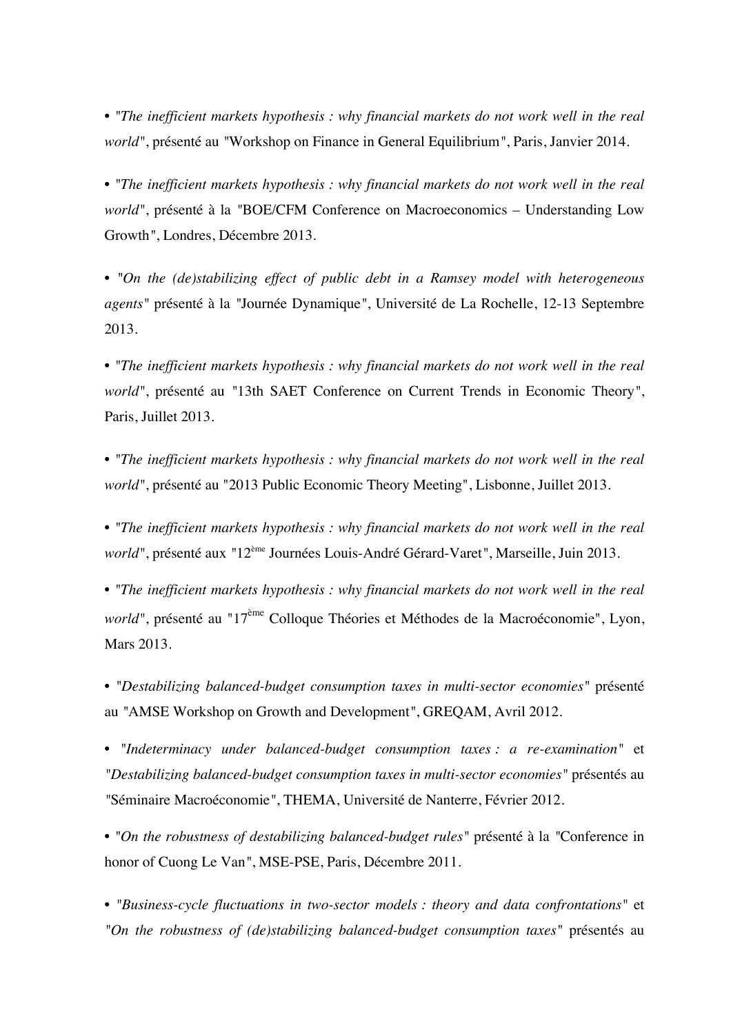- "*The inefficient markets hypothesis : why financial markets do not work well in the real world*", présenté au "Workshop on Finance in General Equilibrium", Paris, Janvier 2014.

- "*The inefficient markets hypothesis : why financial markets do not work well in the real world*", présenté à la "BOE/CFM Conference on Macroeconomics – Understanding Low Growth", Londres, Décembre 2013.

- "*On the (de)stabilizing effect of public debt in a Ramsey model with heterogeneous agents*" présenté à la "Journée Dynamique", Université de La Rochelle, 12-13 Septembre 2013.

- "*The inefficient markets hypothesis : why financial markets do not work well in the real world*", présenté au "13th SAET Conference on Current Trends in Economic Theory", Paris, Juillet 2013.

- "*The inefficient markets hypothesis : why financial markets do not work well in the real world*", présenté au "2013 Public Economic Theory Meeting", Lisbonne, Juillet 2013.

- "*The inefficient markets hypothesis : why financial markets do not work well in the real world*", présenté aux "12ème Journées Louis-André Gérard-Varet", Marseille, Juin 2013.

- "*The inefficient markets hypothesis : why financial markets do not work well in the real world*", présenté au "17ème Colloque Théories et Méthodes de la Macroéconomie", Lyon, Mars 2013.

- "*Destabilizing balanced-budget consumption taxes in multi-sector economies*" présenté au "AMSE Workshop on Growth and Development", GREQAM, Avril 2012.

- "*Indeterminacy under balanced-budget consumption taxes : a re-examination*" et "*Destabilizing balanced-budget consumption taxes in multi-sector economies*" présentés au "Séminaire Macroéconomie", THEMA, Université de Nanterre, Février 2012.

- "*On the robustness of destabilizing balanced-budget rules*" présenté à la "Conference in honor of Cuong Le Van", MSE-PSE, Paris, Décembre 2011.

- "*Business-cycle fluctuations in two-sector models : theory and data confrontations*" et "*On the robustness of (de)stabilizing balanced-budget consumption taxes*" présentés au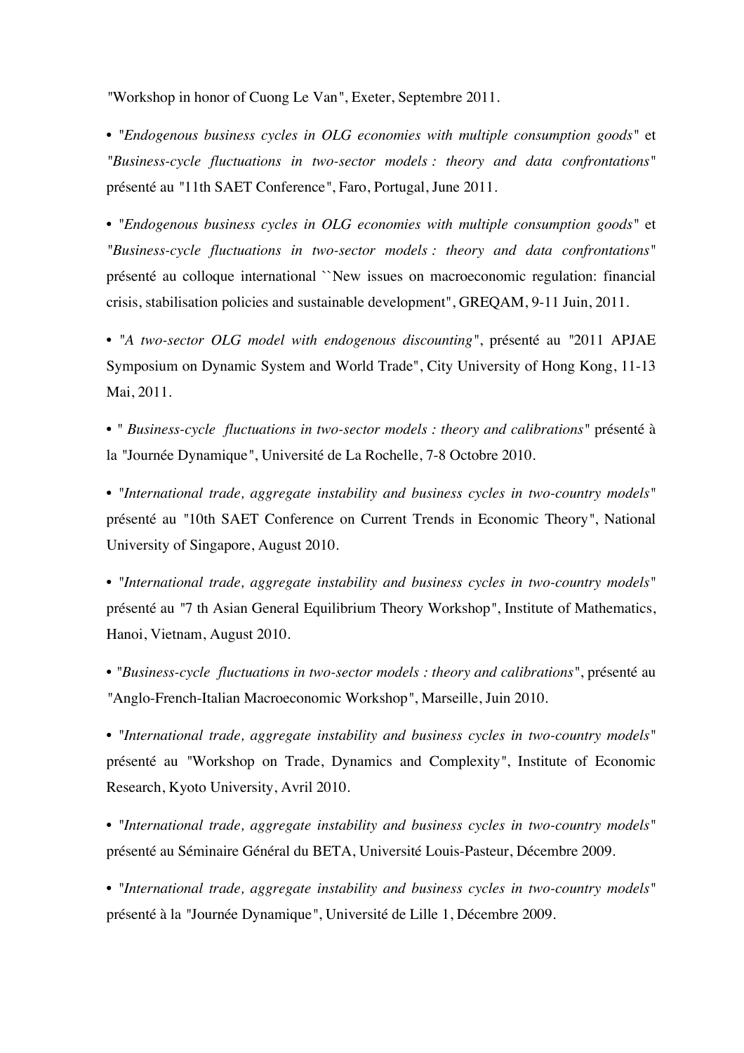"Workshop in honor of Cuong Le Van", Exeter, Septembre 2011.

- "*Endogenous business cycles in OLG economies with multiple consumption goods*" et "*Business-cycle fluctuations in two-sector models : theory and data confrontations*" présenté au "11th SAET Conference", Faro, Portugal, June 2011.

- "*Endogenous business cycles in OLG economies with multiple consumption goods*" et "*Business-cycle fluctuations in two-sector models : theory and data confrontations*" présenté au colloque international ``New issues on macroeconomic regulation: financial crisis, stabilisation policies and sustainable development", GREQAM, 9-11 Juin, 2011.

- "*A two-sector OLG model with endogenous discounting*", présenté au "2011 APJAE Symposium on Dynamic System and World Trade", City University of Hong Kong, 11-13 Mai, 2011.

- " *Business-cycle fluctuations in two-sector models : theory and calibrations*" présenté à la "Journée Dynamique", Université de La Rochelle, 7-8 Octobre 2010.

- "*International trade, aggregate instability and business cycles in two-country models*" présenté au "10th SAET Conference on Current Trends in Economic Theory", National University of Singapore, August 2010.

- "*International trade, aggregate instability and business cycles in two-country models*" présenté au "7 th Asian General Equilibrium Theory Workshop", Institute of Mathematics, Hanoi, Vietnam, August 2010.

- "*Business-cycle fluctuations in two-sector models : theory and calibrations*", présenté au "Anglo-French-Italian Macroeconomic Workshop", Marseille, Juin 2010.

- "*International trade, aggregate instability and business cycles in two-country models*" présenté au "Workshop on Trade, Dynamics and Complexity", Institute of Economic Research, Kyoto University, Avril 2010.

- "*International trade, aggregate instability and business cycles in two-country models*" présenté au Séminaire Général du BETA, Université Louis-Pasteur, Décembre 2009.

- "*International trade, aggregate instability and business cycles in two-country models*" présenté à la "Journée Dynamique", Université de Lille 1, Décembre 2009.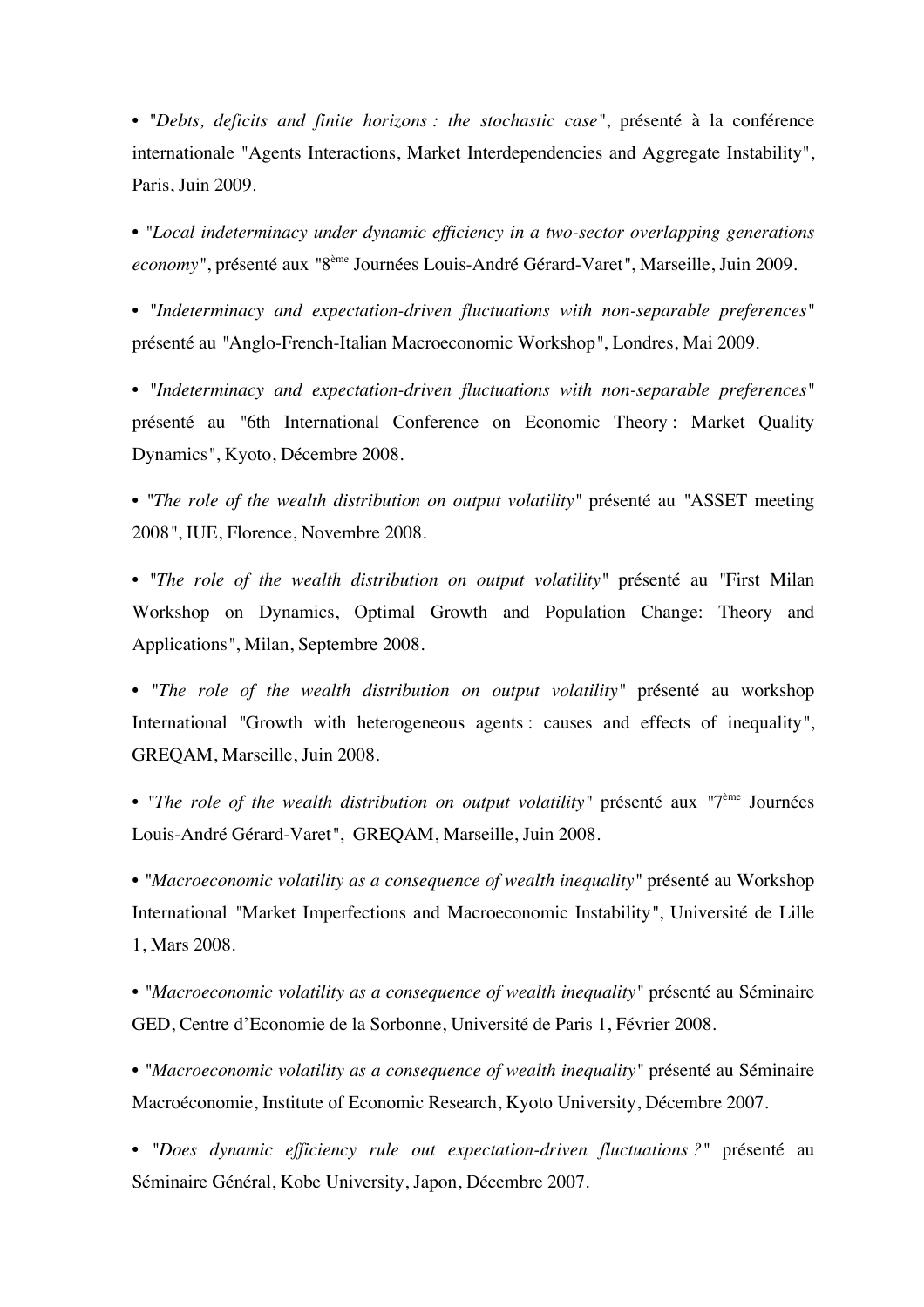- "*Debts, deficits and finite horizons : the stochastic case*", présenté à la conférence internationale "Agents Interactions, Market Interdependencies and Aggregate Instability", Paris, Juin 2009.

- "*Local indeterminacy under dynamic efficiency in a two-sector overlapping generations economy*", présenté aux "8ème Journées Louis-André Gérard-Varet", Marseille, Juin 2009.

- "*Indeterminacy and expectation-driven fluctuations with non-separable preferences*" présenté au "Anglo-French-Italian Macroeconomic Workshop", Londres, Mai 2009.

- "*Indeterminacy and expectation-driven fluctuations with non-separable preferences*" présenté au "6th International Conference on Economic Theory : Market Quality Dynamics", Kyoto, Décembre 2008.

- "*The role of the wealth distribution on output volatility*" présenté au "ASSET meeting 2008", IUE, Florence, Novembre 2008.

- "*The role of the wealth distribution on output volatility*" présenté au "First Milan Workshop on Dynamics, Optimal Growth and Population Change: Theory and Applications", Milan, Septembre 2008.

- "*The role of the wealth distribution on output volatility*" présenté au workshop International "Growth with heterogeneous agents : causes and effects of inequality", GREQAM, Marseille, Juin 2008.

- "*The role of the wealth distribution on output volatility*" présenté aux "7ème Journées Louis-André Gérard-Varet", GREQAM, Marseille, Juin 2008.

- "*Macroeconomic volatility as a consequence of wealth inequality*" présenté au Workshop International "Market Imperfections and Macroeconomic Instability", Université de Lille 1, Mars 2008.

- "*Macroeconomic volatility as a consequence of wealth inequality*" présenté au Séminaire GED, Centre d'Economie de la Sorbonne, Université de Paris 1, Février 2008.

- "*Macroeconomic volatility as a consequence of wealth inequality*" présenté au Séminaire Macroéconomie, Institute of Economic Research, Kyoto University, Décembre 2007.

- "*Does dynamic efficiency rule out expectation-driven fluctuations ?*" présenté au Séminaire Général, Kobe University, Japon, Décembre 2007.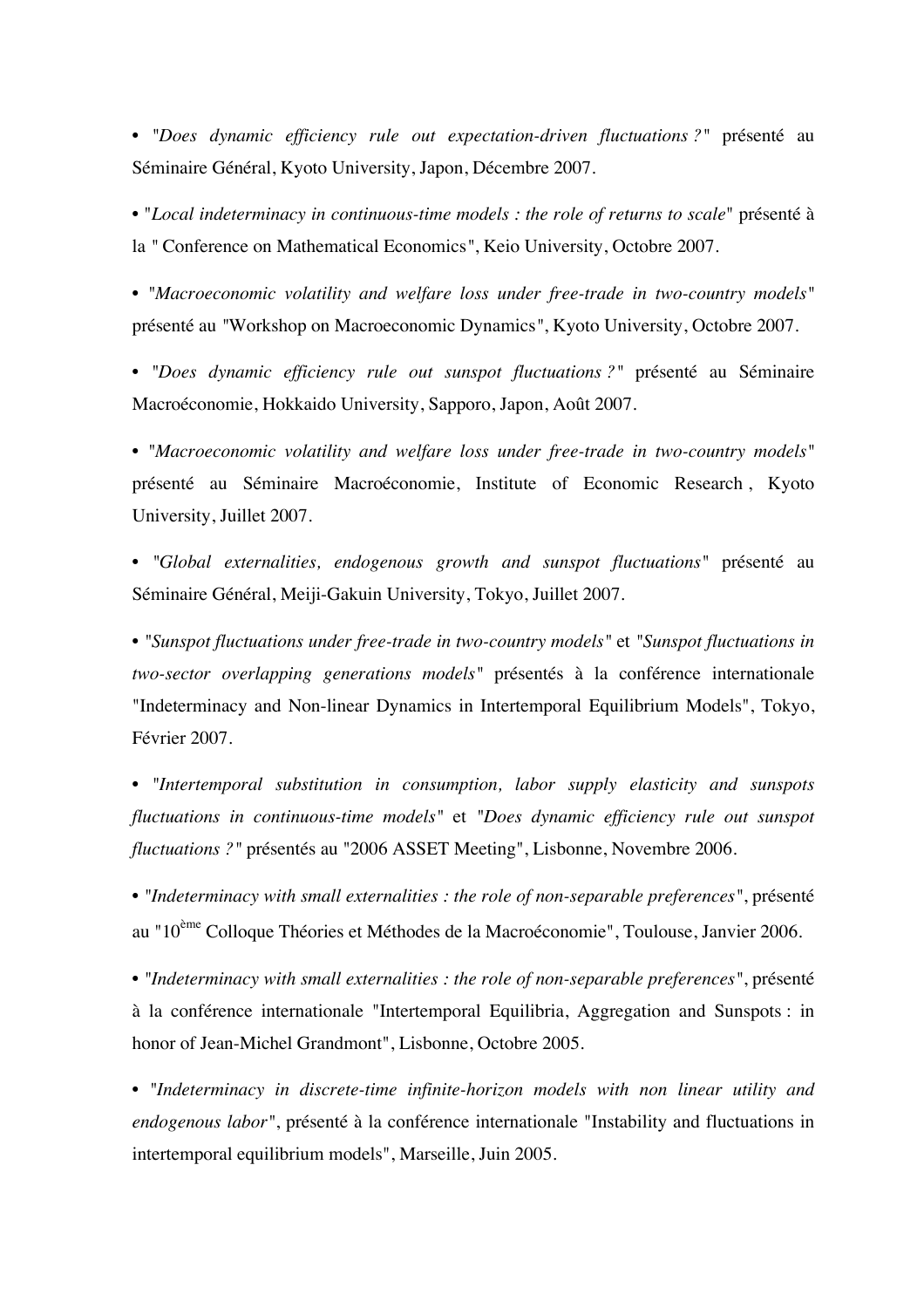- "*Does dynamic efficiency rule out expectation-driven fluctuations ?*" présenté au Séminaire Général, Kyoto University, Japon, Décembre 2007.

- "*Local indeterminacy in continuous-time models : the role of returns to scale*" présenté à la " Conference on Mathematical Economics", Keio University, Octobre 2007.

- "*Macroeconomic volatility and welfare loss under free-trade in two-country models*" présenté au "Workshop on Macroeconomic Dynamics", Kyoto University, Octobre 2007.

- "*Does dynamic efficiency rule out sunspot fluctuations ?*" présenté au Séminaire Macroéconomie, Hokkaido University, Sapporo, Japon, Août 2007.

- "*Macroeconomic volatility and welfare loss under free-trade in two-country models*" présenté au Séminaire Macroéconomie, Institute of Economic Research , Kyoto University, Juillet 2007.

- "*Global externalities, endogenous growth and sunspot fluctuations*" présenté au Séminaire Général, Meiji-Gakuin University, Tokyo, Juillet 2007.

- "*Sunspot fluctuations under free-trade in two-country models*" et "*Sunspot fluctuations in two-sector overlapping generations models*" présentés à la conférence internationale "Indeterminacy and Non-linear Dynamics in Intertemporal Equilibrium Models", Tokyo, Février 2007.

- "*Intertemporal substitution in consumption, labor supply elasticity and sunspots fluctuations in continuous-time models*" et "*Does dynamic efficiency rule out sunspot fluctuations ?*" présentés au "2006 ASSET Meeting", Lisbonne, Novembre 2006.

- "*Indeterminacy with small externalities : the role of non-separable preferences*", présenté au "10ème Colloque Théories et Méthodes de la Macroéconomie", Toulouse, Janvier 2006.

- "*Indeterminacy with small externalities : the role of non-separable preferences*", présenté à la conférence internationale "Intertemporal Equilibria, Aggregation and Sunspots : in honor of Jean-Michel Grandmont", Lisbonne, Octobre 2005.

- "*Indeterminacy in discrete-time infinite-horizon models with non linear utility and endogenous labor*", présenté à la conférence internationale "Instability and fluctuations in intertemporal equilibrium models", Marseille, Juin 2005.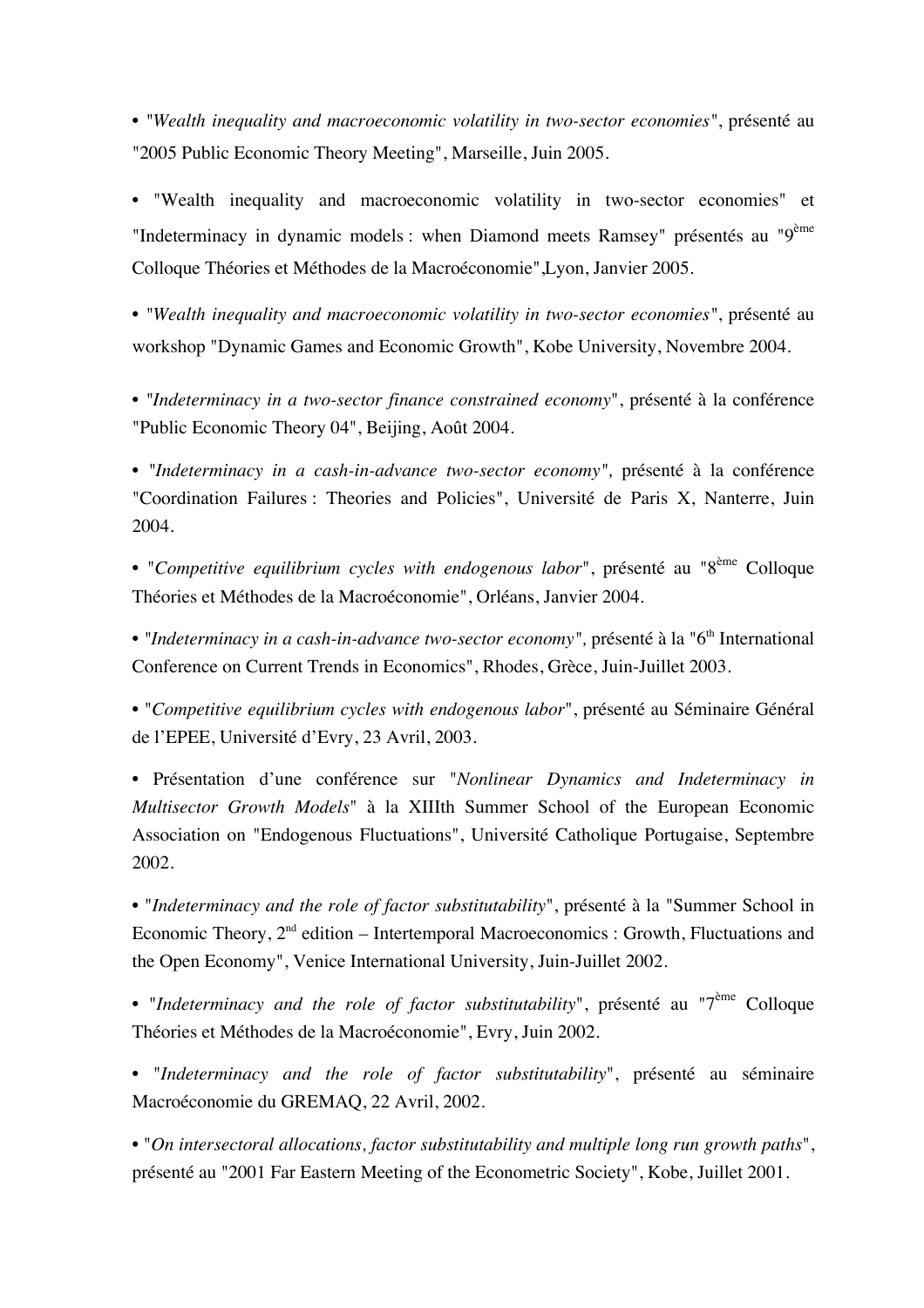- "*Wealth inequality and macroeconomic volatility in two-sector economies*", présenté au "2005 Public Economic Theory Meeting", Marseille, Juin 2005.

- "Wealth inequality and macroeconomic volatility in two-sector economies" et "Indeterminacy in dynamic models : when Diamond meets Ramsey" présentés au "9$^{ème}$ Colloque Théories et Méthodes de la Macroéconomie",Lyon, Janvier 2005.

- "*Wealth inequality and macroeconomic volatility in two-sector economies*", présenté au workshop "Dynamic Games and Economic Growth", Kobe University, Novembre 2004.

- "*Indeterminacy in a two-sector finance constrained economy*", présenté à la conférence "Public Economic Theory 04", Beijing, Août 2004.

- "*Indeterminacy in a cash-in-advance two-sector economy*", présenté à la conférence "Coordination Failures : Theories and Policies", Université de Paris X, Nanterre, Juin 2004.

- "*Competitive equilibrium cycles with endogenous labor*", présenté au "8$^{ème}$ Colloque Théories et Méthodes de la Macroéconomie", Orléans, Janvier 2004.

- "*Indeterminacy in a cash-in-advance two-sector economy*", présenté à la "6$^{th}$ International Conference on Current Trends in Economics", Rhodes, Grèce, Juin-Juillet 2003.

- "*Competitive equilibrium cycles with endogenous labor*", présenté au Séminaire Général de l'EPEE, Université d'Evry, 23 Avril, 2003.

- Présentation d'une conférence sur "*Nonlinear Dynamics and Indeterminacy in Multisector Growth Models*" à la XIIIth Summer School of the European Economic Association on "Endogenous Fluctuations", Université Catholique Portugaise, Septembre 2002.

- "*Indeterminacy and the role of factor substitutability*", présenté à la "Summer School in Economic Theory, 2$^{nd}$ edition – Intertemporal Macroeconomics : Growth, Fluctuations and the Open Economy", Venice International University, Juin-Juillet 2002.

- "*Indeterminacy and the role of factor substitutability*", présenté au "7$^{ème}$ Colloque Théories et Méthodes de la Macroéconomie", Evry, Juin 2002.

- "*Indeterminacy and the role of factor substitutability*", présenté au séminaire Macroéconomie du GREMAQ, 22 Avril, 2002.

- "*On intersectoral allocations, factor substitutability and multiple long run growth paths*", présenté au "2001 Far Eastern Meeting of the Econometric Society", Kobe, Juillet 2001.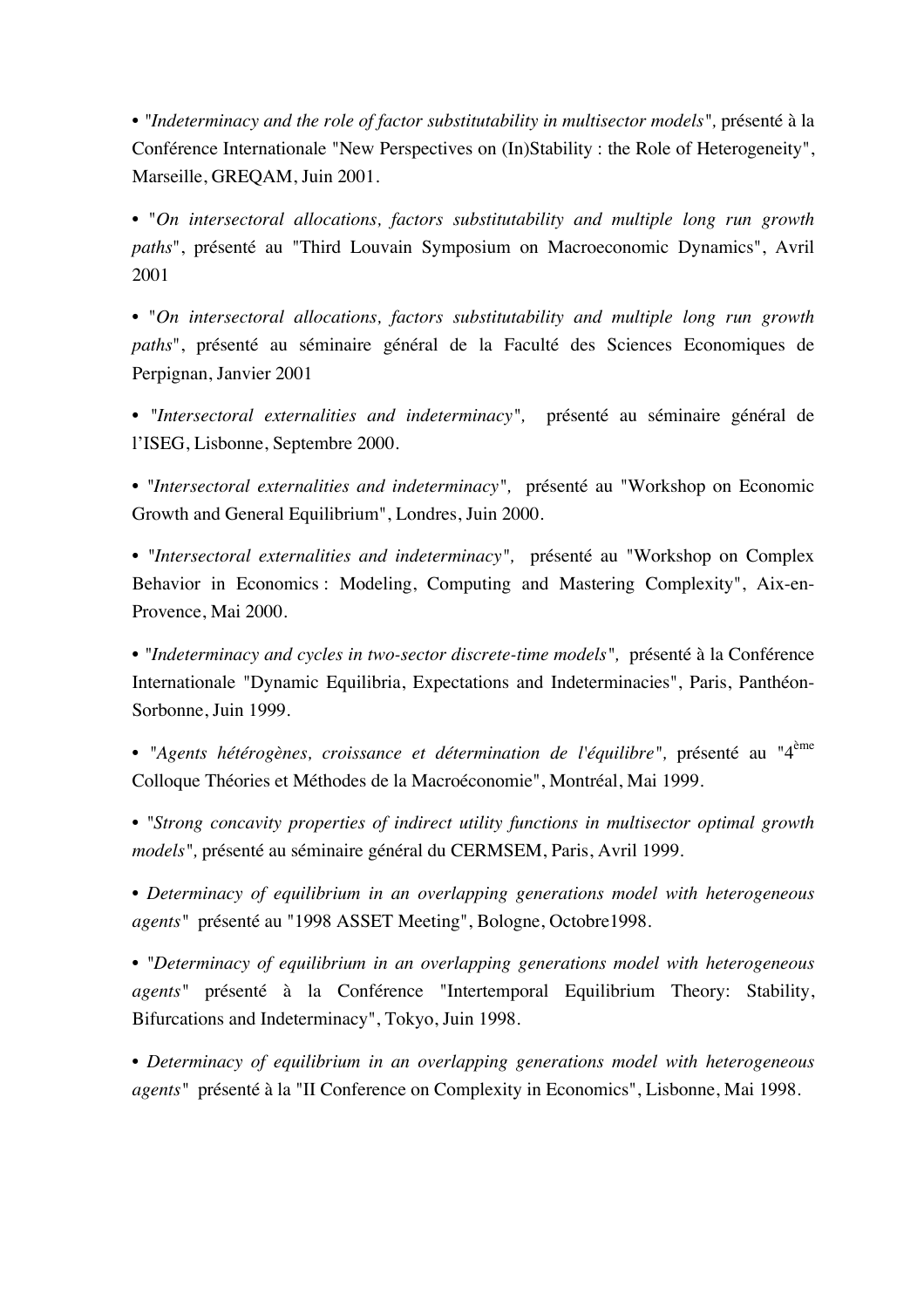• "*Indeterminacy and the role of factor substitutability in multisector models*", présenté à la Conférence Internationale "New Perspectives on (In)Stability : the Role of Heterogeneity", Marseille, GREQAM, Juin 2001.

• "*On intersectoral allocations, factors substitutability and multiple long run growth paths*", présenté au "Third Louvain Symposium on Macroeconomic Dynamics", Avril 2001

• "*On intersectoral allocations, factors substitutability and multiple long run growth paths*", présenté au séminaire général de la Faculté des Sciences Economiques de Perpignan, Janvier 2001

• "*Intersectoral externalities and indeterminacy*", présenté au séminaire général de l'ISEG, Lisbonne, Septembre 2000.

• "*Intersectoral externalities and indeterminacy*", présenté au "Workshop on Economic Growth and General Equilibrium", Londres, Juin 2000.

• "*Intersectoral externalities and indeterminacy*", présenté au "Workshop on Complex Behavior in Economics : Modeling, Computing and Mastering Complexity", Aix-en-Provence, Mai 2000.

• "*Indeterminacy and cycles in two-sector discrete-time models*", présenté à la Conférence Internationale "Dynamic Equilibria, Expectations and Indeterminacies", Paris, Panthéon-Sorbonne, Juin 1999.

• "*Agents hétérogènes, croissance et détermination de l'équilibre*", présenté au "4ème Colloque Théories et Méthodes de la Macroéconomie", Montréal, Mai 1999.

• "*Strong concavity properties of indirect utility functions in multisector optimal growth models*", présenté au séminaire général du CERMSEM, Paris, Avril 1999.

• *Determinacy of equilibrium in an overlapping generations model with heterogeneous agents*" présenté au "1998 ASSET Meeting", Bologne, Octobre1998.

• "*Determinacy of equilibrium in an overlapping generations model with heterogeneous agents*" présenté à la Conférence "Intertemporal Equilibrium Theory: Stability, Bifurcations and Indeterminacy", Tokyo, Juin 1998.

• *Determinacy of equilibrium in an overlapping generations model with heterogeneous agents*" présenté à la "II Conference on Complexity in Economics", Lisbonne, Mai 1998.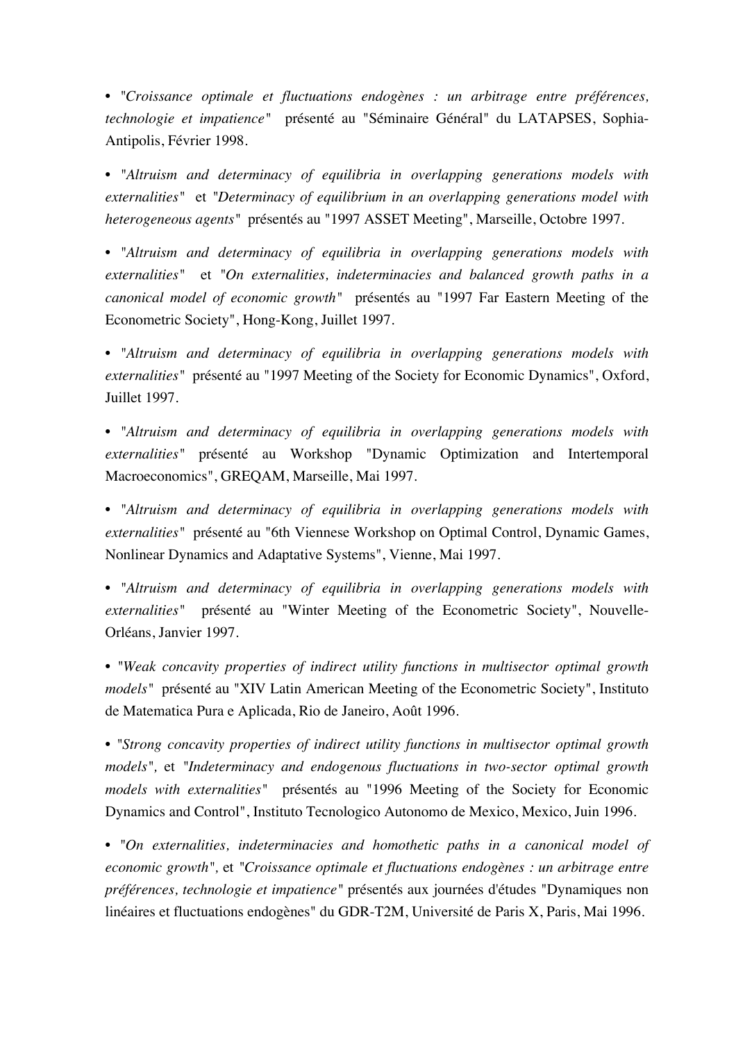- "*Croissance optimale et fluctuations endogènes : un arbitrage entre préférences, technologie et impatience*" présenté au "Séminaire Général" du LATAPSES, Sophia-Antipolis, Février 1998.

- "*Altruism and determinacy of equilibria in overlapping generations models with externalities*" et "*Determinacy of equilibrium in an overlapping generations model with heterogeneous agents*" présentés au "1997 ASSET Meeting", Marseille, Octobre 1997.

- "*Altruism and determinacy of equilibria in overlapping generations models with externalities*" et "*On externalities, indeterminacies and balanced growth paths in a canonical model of economic growth*" présentés au "1997 Far Eastern Meeting of the Econometric Society", Hong-Kong, Juillet 1997.

- "*Altruism and determinacy of equilibria in overlapping generations models with externalities*" présenté au "1997 Meeting of the Society for Economic Dynamics", Oxford, Juillet 1997.

- "*Altruism and determinacy of equilibria in overlapping generations models with externalities*" présenté au Workshop "Dynamic Optimization and Intertemporal Macroeconomics", GREQAM, Marseille, Mai 1997.

- "*Altruism and determinacy of equilibria in overlapping generations models with externalities*" présenté au "6th Viennese Workshop on Optimal Control, Dynamic Games, Nonlinear Dynamics and Adaptative Systems", Vienne, Mai 1997.

- "*Altruism and determinacy of equilibria in overlapping generations models with externalities*" présenté au "Winter Meeting of the Econometric Society", Nouvelle-Orléans, Janvier 1997.

- "*Weak concavity properties of indirect utility functions in multisector optimal growth models*" présenté au "XIV Latin American Meeting of the Econometric Society", Instituto de Matematica Pura e Aplicada, Rio de Janeiro, Août 1996.

- "*Strong concavity properties of indirect utility functions in multisector optimal growth models*", et "*Indeterminacy and endogenous fluctuations in two-sector optimal growth models with externalities*" présentés au "1996 Meeting of the Society for Economic Dynamics and Control", Instituto Tecnologico Autonomo de Mexico, Mexico, Juin 1996.

- "*On externalities, indeterminacies and homothetic paths in a canonical model of economic growth*", et "*Croissance optimale et fluctuations endogènes : un arbitrage entre préférences, technologie et impatience*" présentés aux journées d'études "Dynamiques non linéaires et fluctuations endogènes" du GDR-T2M, Université de Paris X, Paris, Mai 1996.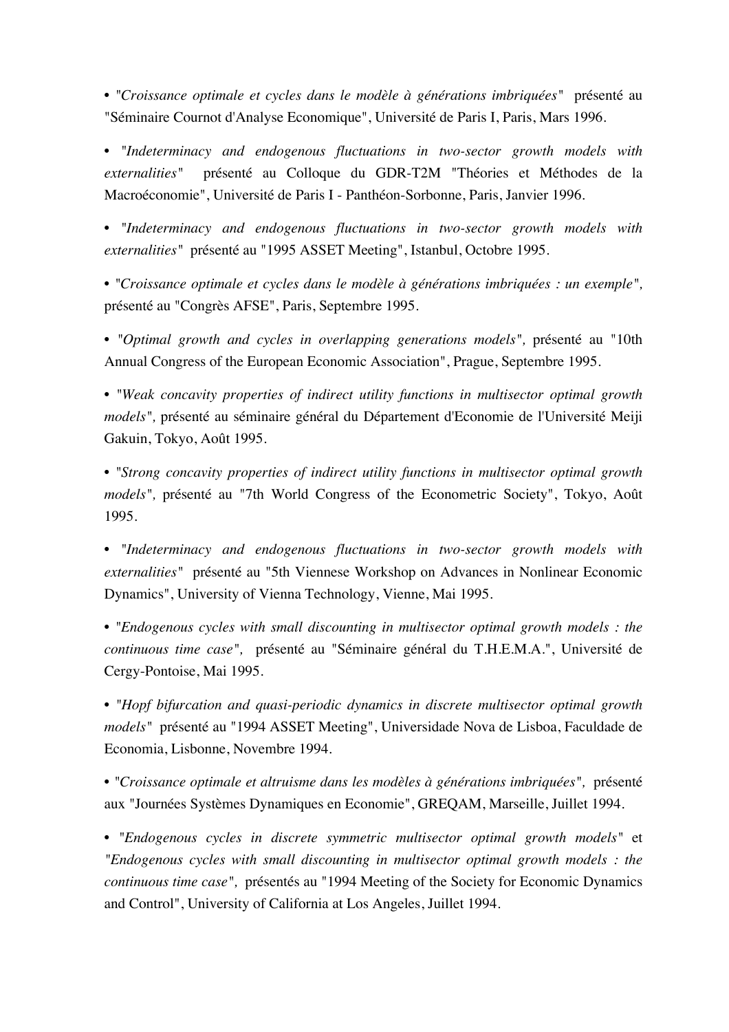- "*Croissance optimale et cycles dans le modèle à générations imbriquées*" présenté au "Séminaire Cournot d'Analyse Economique", Université de Paris I, Paris, Mars 1996.

- "*Indeterminacy and endogenous fluctuations in two-sector growth models with externalities*" présenté au Colloque du GDR-T2M "Théories et Méthodes de la Macroéconomie", Université de Paris I - Panthéon-Sorbonne, Paris, Janvier 1996.

- "*Indeterminacy and endogenous fluctuations in two-sector growth models with externalities*" présenté au "1995 ASSET Meeting", Istanbul, Octobre 1995.

- "*Croissance optimale et cycles dans le modèle à générations imbriquées : un exemple",* présenté au "Congrès AFSE", Paris, Septembre 1995.

- "*Optimal growth and cycles in overlapping generations models",* présenté au "10th Annual Congress of the European Economic Association", Prague, Septembre 1995.

- "*Weak concavity properties of indirect utility functions in multisector optimal growth models",* présenté au séminaire général du Département d'Economie de l'Université Meiji Gakuin, Tokyo, Août 1995.

- "*Strong concavity properties of indirect utility functions in multisector optimal growth models",* présenté au "7th World Congress of the Econometric Society", Tokyo, Août 1995.

- "*Indeterminacy and endogenous fluctuations in two-sector growth models with externalities*" présenté au "5th Viennese Workshop on Advances in Nonlinear Economic Dynamics", University of Vienna Technology, Vienne, Mai 1995.

- "*Endogenous cycles with small discounting in multisector optimal growth models : the continuous time case",* présenté au "Séminaire général du T.H.E.M.A.", Université de Cergy-Pontoise, Mai 1995.

- "*Hopf bifurcation and quasi-periodic dynamics in discrete multisector optimal growth models*" présenté au "1994 ASSET Meeting", Universidade Nova de Lisboa, Faculdade de Economia, Lisbonne, Novembre 1994.

- "*Croissance optimale et altruisme dans les modèles à générations imbriquées",* présenté aux "Journées Systèmes Dynamiques en Economie", GREQAM, Marseille, Juillet 1994.

- "*Endogenous cycles in discrete symmetric multisector optimal growth models*" et "*Endogenous cycles with small discounting in multisector optimal growth models : the continuous time case",* présentés au "1994 Meeting of the Society for Economic Dynamics and Control", University of California at Los Angeles, Juillet 1994.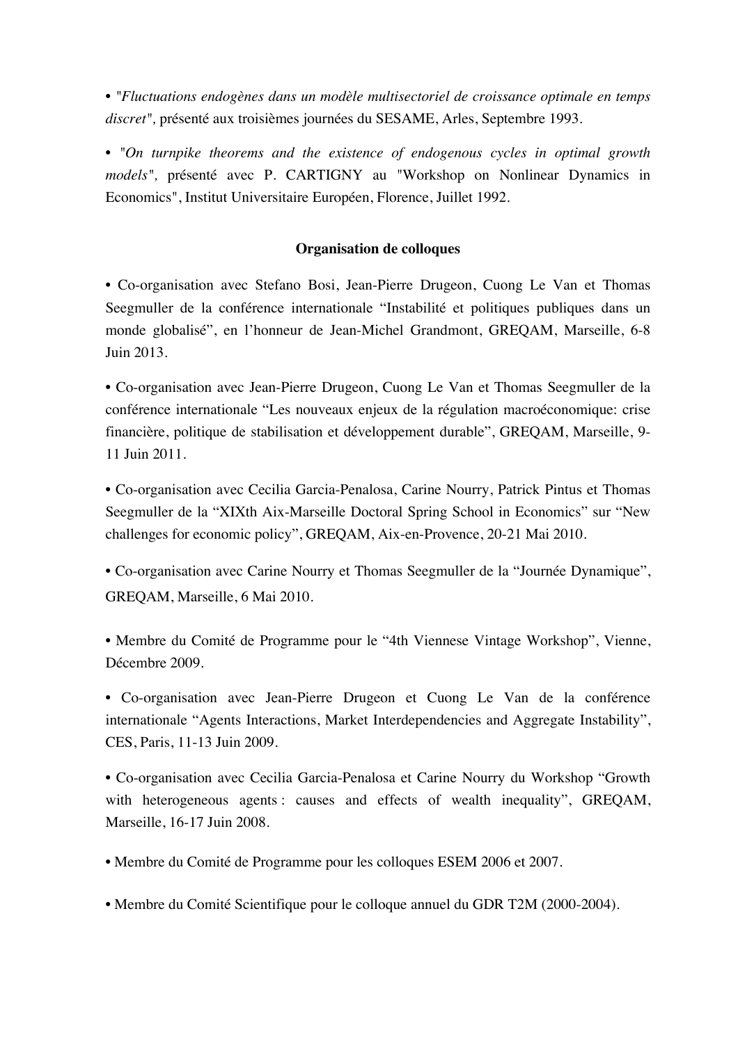• "*Fluctuations endogènes dans un modèle multisectoriel de croissance optimale en temps discret",* présenté aux troisièmes journées du SESAME, Arles, Septembre 1993.

• "*On turnpike theorems and the existence of endogenous cycles in optimal growth models",* présenté avec P. CARTIGNY au "Workshop on Nonlinear Dynamics in Economics", Institut Universitaire Européen, Florence, Juillet 1992.

**Organisation de colloques**

• Co-organisation avec Stefano Bosi, Jean-Pierre Drugeon, Cuong Le Van et Thomas Seegmuller de la conférence internationale "Instabilité et politiques publiques dans un monde globalisé", en l'honneur de Jean-Michel Grandmont, GREQAM, Marseille, 6-8 Juin 2013.

• Co-organisation avec Jean-Pierre Drugeon, Cuong Le Van et Thomas Seegmuller de la conférence internationale "Les nouveaux enjeux de la régulation macroéconomique: crise financière, politique de stabilisation et développement durable", GREQAM, Marseille, 9-11 Juin 2011.

• Co-organisation avec Cecilia Garcia-Penalosa, Carine Nourry, Patrick Pintus et Thomas Seegmuller de la "XIXth Aix-Marseille Doctoral Spring School in Economics" sur "New challenges for economic policy", GREQAM, Aix-en-Provence, 20-21 Mai 2010.

• Co-organisation avec Carine Nourry et Thomas Seegmuller de la "Journée Dynamique", GREQAM, Marseille, 6 Mai 2010.

• Membre du Comité de Programme pour le "4th Viennese Vintage Workshop", Vienne, Décembre 2009.

• Co-organisation avec Jean-Pierre Drugeon et Cuong Le Van de la conférence internationale "Agents Interactions, Market Interdependencies and Aggregate Instability", CES, Paris, 11-13 Juin 2009.

• Co-organisation avec Cecilia Garcia-Penalosa et Carine Nourry du Workshop "Growth with heterogeneous agents : causes and effects of wealth inequality", GREQAM, Marseille, 16-17 Juin 2008.

• Membre du Comité de Programme pour les colloques ESEM 2006 et 2007.

• Membre du Comité Scientifique pour le colloque annuel du GDR T2M (2000-2004).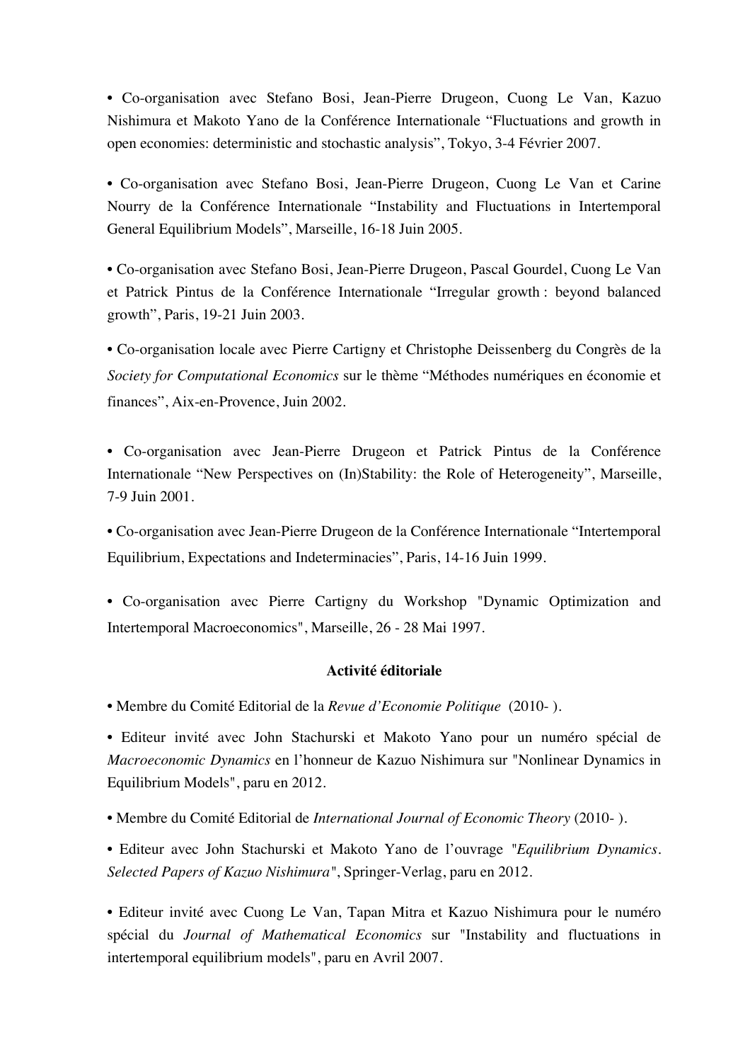• Co-organisation avec Stefano Bosi, Jean-Pierre Drugeon, Cuong Le Van, Kazuo Nishimura et Makoto Yano de la Conférence Internationale “Fluctuations and growth in open economies: deterministic and stochastic analysis”, Tokyo, 3-4 Février 2007.

• Co-organisation avec Stefano Bosi, Jean-Pierre Drugeon, Cuong Le Van et Carine Nourry de la Conférence Internationale “Instability and Fluctuations in Intertemporal General Equilibrium Models”, Marseille, 16-18 Juin 2005.

• Co-organisation avec Stefano Bosi, Jean-Pierre Drugeon, Pascal Gourdel, Cuong Le Van et Patrick Pintus de la Conférence Internationale “Irregular growth : beyond balanced growth”, Paris, 19-21 Juin 2003.

• Co-organisation locale avec Pierre Cartigny et Christophe Deissenberg du Congrès de la *Society for Computational Economics* sur le thème “Méthodes numériques en économie et finances”, Aix-en-Provence, Juin 2002.

• Co-organisation avec Jean-Pierre Drugeon et Patrick Pintus de la Conférence Internationale “New Perspectives on (In)Stability: the Role of Heterogeneity”, Marseille, 7-9 Juin 2001.

• Co-organisation avec Jean-Pierre Drugeon de la Conférence Internationale “Intertemporal Equilibrium, Expectations and Indeterminacies”, Paris, 14-16 Juin 1999.

• Co-organisation avec Pierre Cartigny du Workshop "Dynamic Optimization and Intertemporal Macroeconomics", Marseille, 26 - 28 Mai 1997.

**Activité éditoriale**

• Membre du Comité Editorial de la *Revue d’Economie Politique* (2010- ).

• Editeur invité avec John Stachurski et Makoto Yano pour un numéro spécial de *Macroeconomic Dynamics* en l’honneur de Kazuo Nishimura sur "Nonlinear Dynamics in Equilibrium Models", paru en 2012.

• Membre du Comité Editorial de *International Journal of Economic Theory* (2010- ).

• Editeur avec John Stachurski et Makoto Yano de l’ouvrage "*Equilibrium Dynamics. Selected Papers of Kazuo Nishimura*", Springer-Verlag, paru en 2012.

• Editeur invité avec Cuong Le Van, Tapan Mitra et Kazuo Nishimura pour le numéro spécial du *Journal of Mathematical Economics* sur "Instability and fluctuations in intertemporal equilibrium models", paru en Avril 2007.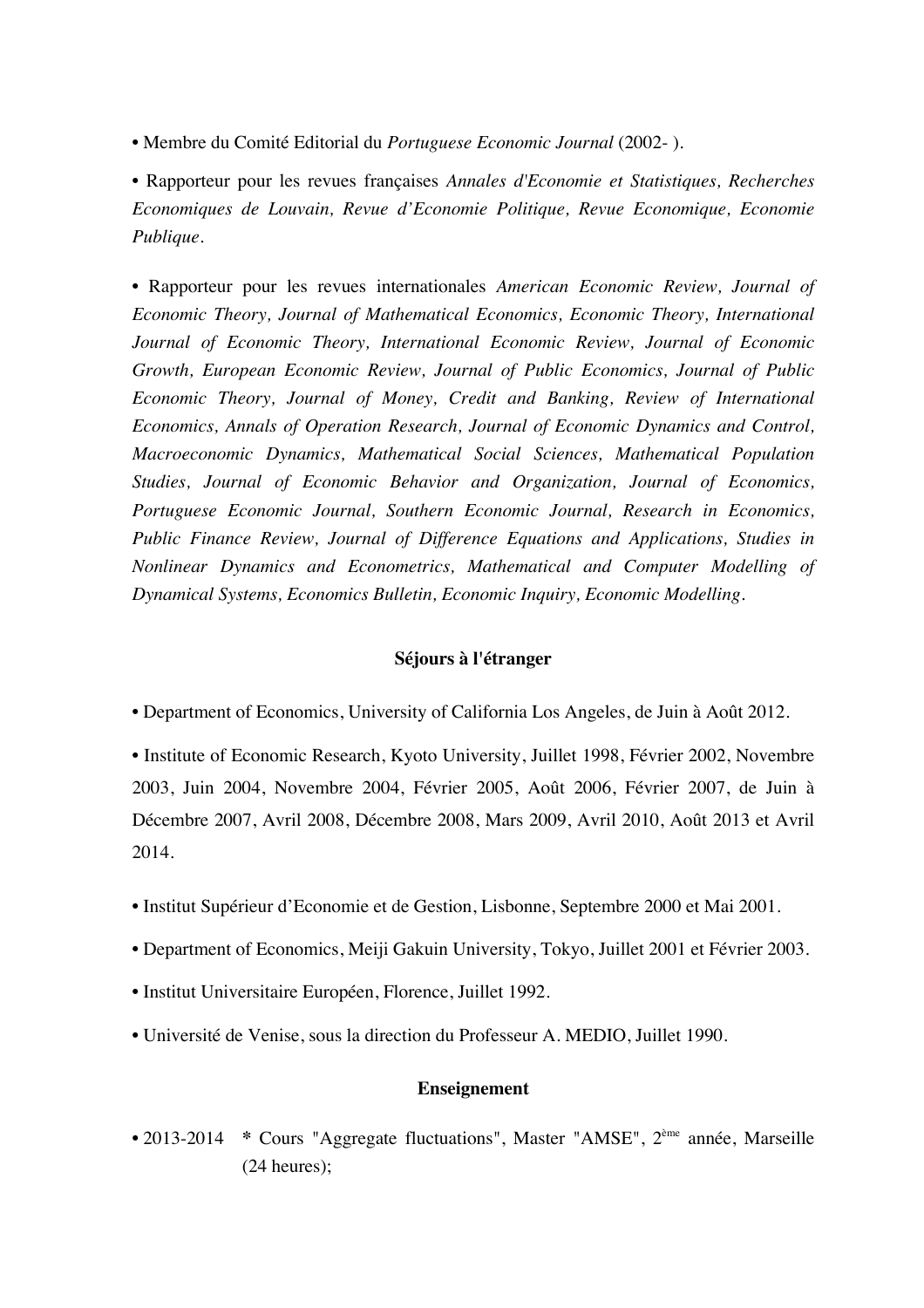• Membre du Comité Editorial du *Portuguese Economic Journal* (2002- ).

• Rapporteur pour les revues françaises *Annales d'Economie et Statistiques, Recherches Economiques de Louvain, Revue d'Economie Politique, Revue Economique, Economie Publique*.

• Rapporteur pour les revues internationales *American Economic Review, Journal of Economic Theory, Journal of Mathematical Economics, Economic Theory, International Journal of Economic Theory, International Economic Review, Journal of Economic Growth, European Economic Review, Journal of Public Economics, Journal of Public Economic Theory, Journal of Money, Credit and Banking, Review of International Economics, Annals of Operation Research, Journal of Economic Dynamics and Control, Macroeconomic Dynamics, Mathematical Social Sciences, Mathematical Population Studies, Journal of Economic Behavior and Organization, Journal of Economics, Portuguese Economic Journal, Southern Economic Journal, Research in Economics, Public Finance Review, Journal of Difference Equations and Applications, Studies in Nonlinear Dynamics and Econometrics, Mathematical and Computer Modelling of Dynamical Systems, Economics Bulletin, Economic Inquiry, Economic Modelling*.

**Séjours à l'étranger**

• Department of Economics, University of California Los Angeles, de Juin à Août 2012.

• Institute of Economic Research, Kyoto University, Juillet 1998, Février 2002, Novembre 2003, Juin 2004, Novembre 2004, Février 2005, Août 2006, Février 2007, de Juin à Décembre 2007, Avril 2008, Décembre 2008, Mars 2009, Avril 2010, Août 2013 et Avril 2014.

• Institut Supérieur d'Economie et de Gestion, Lisbonne, Septembre 2000 et Mai 2001.

• Department of Economics, Meiji Gakuin University, Tokyo, Juillet 2001 et Février 2003.

• Institut Universitaire Européen, Florence, Juillet 1992.

• Université de Venise, sous la direction du Professeur A. MEDIO, Juillet 1990.

**Enseignement**

• 2013-2014 * Cours "Aggregate fluctuations", Master "AMSE", 2ème année, Marseille (24 heures);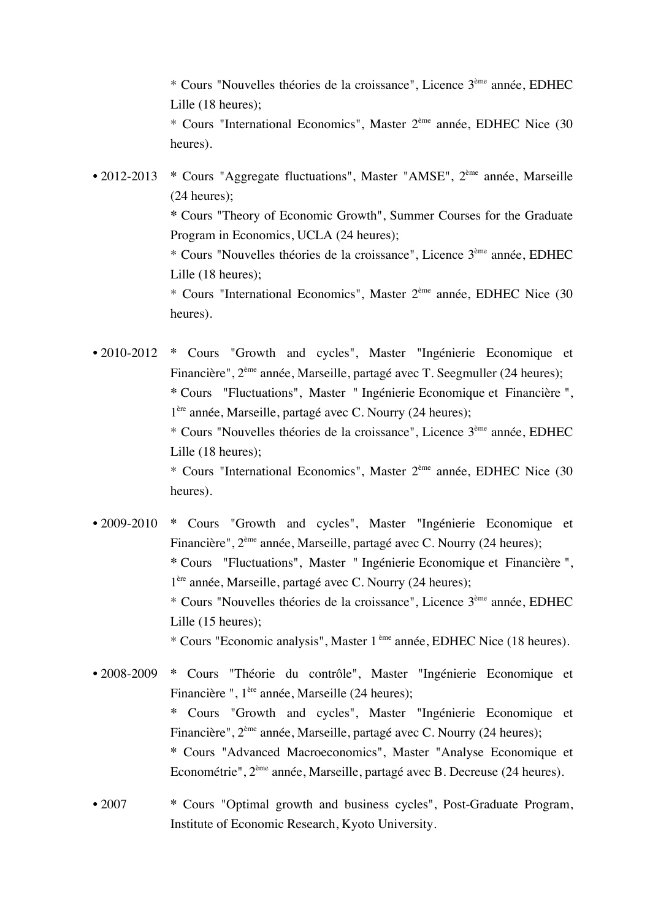* Cours "Nouvelles théories de la croissance", Licence 3ème année, EDHEC Lille (18 heures);
* Cours "International Economics", Master 2ème année, EDHEC Nice (30 heures).

- 2012-2013 * Cours "Aggregate fluctuations", Master "AMSE", 2ème année, Marseille (24 heures);
  * Cours "Theory of Economic Growth", Summer Courses for the Graduate Program in Economics, UCLA (24 heures);
  * Cours "Nouvelles théories de la croissance", Licence 3ème année, EDHEC Lille (18 heures);
  * Cours "International Economics", Master 2ème année, EDHEC Nice (30 heures).

- 2010-2012 * Cours "Growth and cycles", Master "Ingénierie Economique et Financière", 2ème année, Marseille, partagé avec T. Seegmuller (24 heures);
  * Cours "Fluctuations", Master " Ingénierie Economique et Financière ", 1ère année, Marseille, partagé avec C. Nourry (24 heures);
  * Cours "Nouvelles théories de la croissance", Licence 3ème année, EDHEC Lille (18 heures);
  * Cours "International Economics", Master 2ème année, EDHEC Nice (30 heures).

- 2009-2010 * Cours "Growth and cycles", Master "Ingénierie Economique et Financière", 2ème année, Marseille, partagé avec C. Nourry (24 heures);
  * Cours "Fluctuations", Master " Ingénierie Economique et Financière ", 1ère année, Marseille, partagé avec C. Nourry (24 heures);
  * Cours "Nouvelles théories de la croissance", Licence 3ème année, EDHEC Lille (15 heures);
  * Cours "Economic analysis", Master 1 ème année, EDHEC Nice (18 heures).

- 2008-2009 * Cours "Théorie du contrôle", Master "Ingénierie Economique et Financière ", 1ère année, Marseille (24 heures);
  * Cours "Growth and cycles", Master "Ingénierie Economique et Financière", 2ème année, Marseille, partagé avec C. Nourry (24 heures);
  * Cours "Advanced Macroeconomics", Master "Analyse Economique et Econométrie", 2ème année, Marseille, partagé avec B. Decreuse (24 heures).

- 2007 * Cours "Optimal growth and business cycles", Post-Graduate Program, Institute of Economic Research, Kyoto University.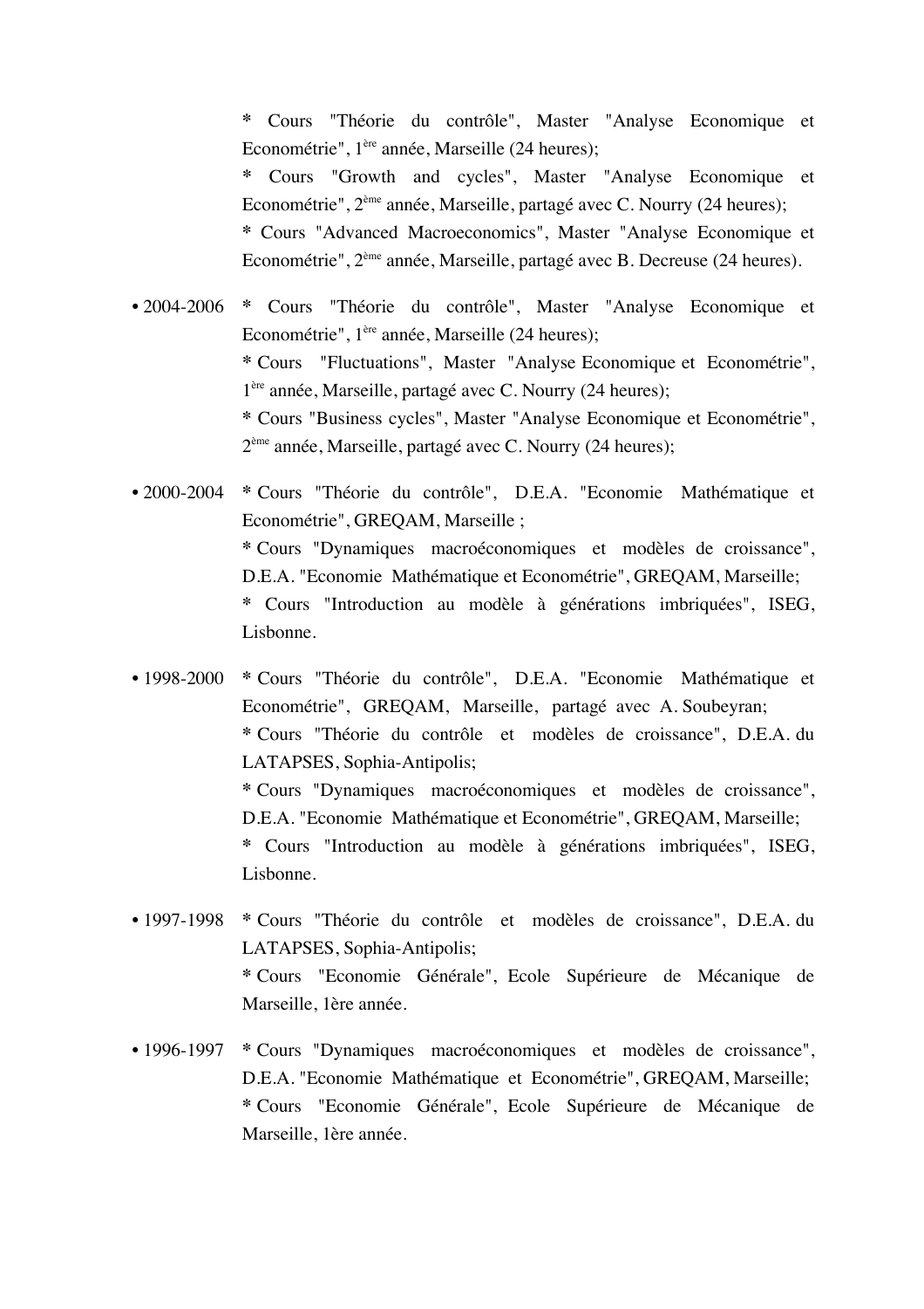* Cours "Théorie du contrôle", Master "Analyse Economique et Econométrie", 1ère année, Marseille (24 heures);
* Cours "Growth and cycles", Master "Analyse Economique et Econométrie", 2ème année, Marseille, partagé avec C. Nourry (24 heures);
* Cours "Advanced Macroeconomics", Master "Analyse Economique et Econométrie", 2ème année, Marseille, partagé avec B. Decreuse (24 heures).

• 2004-2006 * Cours "Théorie du contrôle", Master "Analyse Economique et Econométrie", 1ère année, Marseille (24 heures);
* Cours "Fluctuations", Master "Analyse Economique et Econométrie", 1ère année, Marseille, partagé avec C. Nourry (24 heures);
* Cours "Business cycles", Master "Analyse Economique et Econométrie", 2ème année, Marseille, partagé avec C. Nourry (24 heures);

• 2000-2004 * Cours "Théorie du contrôle", D.E.A. "Economie Mathématique et Econométrie", GREQAM, Marseille ;
* Cours "Dynamiques macroéconomiques et modèles de croissance", D.E.A. "Economie Mathématique et Econométrie", GREQAM, Marseille;
* Cours "Introduction au modèle à générations imbriquées", ISEG, Lisbonne.

• 1998-2000 * Cours "Théorie du contrôle", D.E.A. "Economie Mathématique et Econométrie", GREQAM, Marseille, partagé avec A. Soubeyran;
* Cours "Théorie du contrôle et modèles de croissance", D.E.A. du LATAPSES, Sophia-Antipolis;
* Cours "Dynamiques macroéconomiques et modèles de croissance", D.E.A. "Economie Mathématique et Econométrie", GREQAM, Marseille;
* Cours "Introduction au modèle à générations imbriquées", ISEG, Lisbonne.

• 1997-1998 * Cours "Théorie du contrôle et modèles de croissance", D.E.A. du LATAPSES, Sophia-Antipolis;
* Cours "Economie Générale", Ecole Supérieure de Mécanique de Marseille, 1ère année.

• 1996-1997 * Cours "Dynamiques macroéconomiques et modèles de croissance", D.E.A. "Economie Mathématique et Econométrie", GREQAM, Marseille;
* Cours "Economie Générale", Ecole Supérieure de Mécanique de Marseille, 1ère année.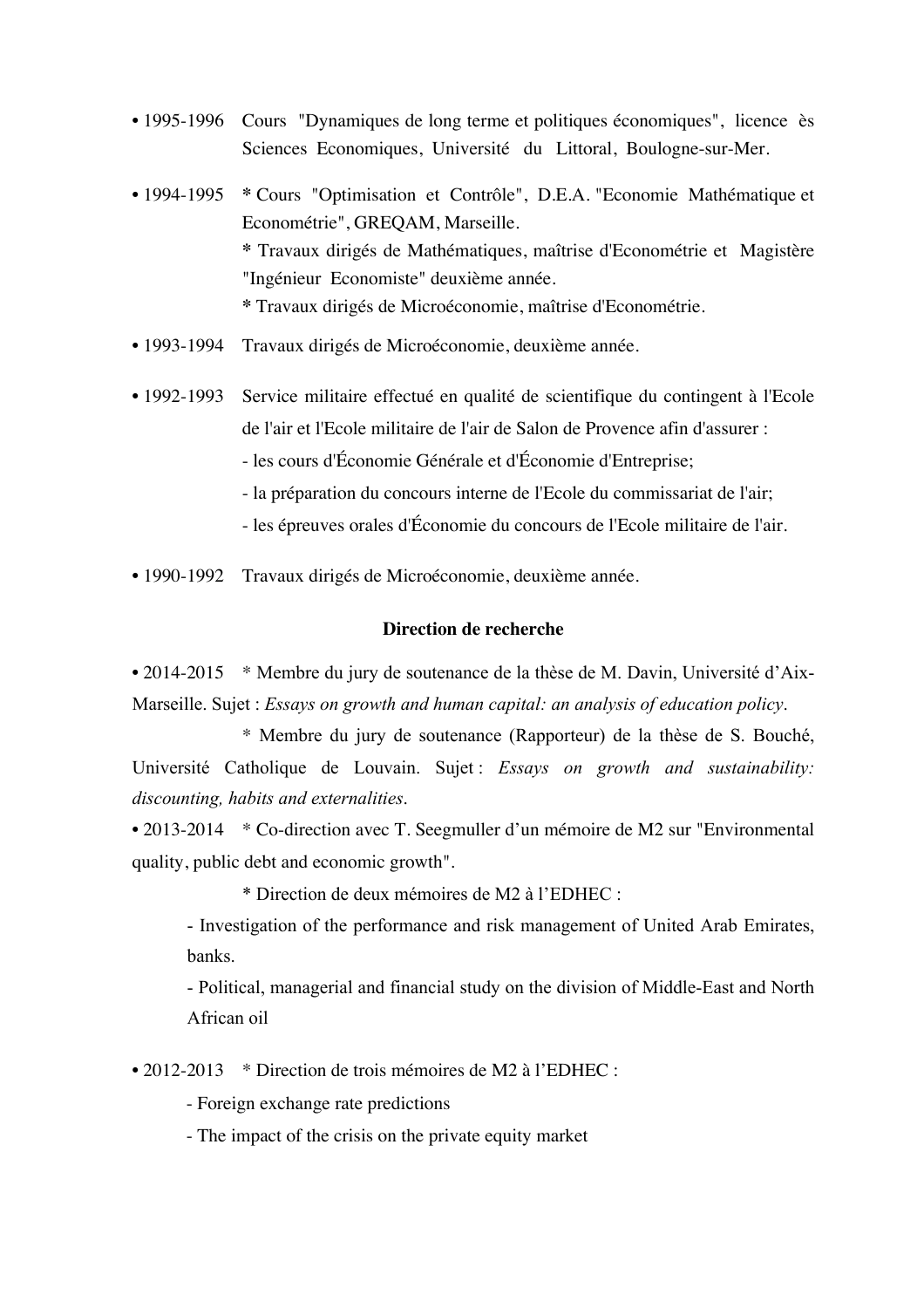- 1995-1996 Cours "Dynamiques de long terme et politiques économiques", licence ès Sciences Economiques, Université du Littoral, Boulogne-sur-Mer.

- 1994-1995 * Cours "Optimisation et Contrôle", D.E.A. "Economie Mathématique et Econométrie", GREQAM, Marseille.
  * Travaux dirigés de Mathématiques, maîtrise d'Econométrie et Magistère "Ingénieur Economiste" deuxième année.
  * Travaux dirigés de Microéconomie, maîtrise d'Econométrie.

- 1993-1994 Travaux dirigés de Microéconomie, deuxième année.

- 1992-1993 Service militaire effectué en qualité de scientifique du contingent à l'Ecole de l'air et l'Ecole militaire de l'air de Salon de Provence afin d'assurer :
  - les cours d'Économie Générale et d'Économie d'Entreprise;
  - la préparation du concours interne de l'Ecole du commissariat de l'air;
  - les épreuves orales d'Économie du concours de l'Ecole militaire de l'air.

- 1990-1992 Travaux dirigés de Microéconomie, deuxième année.

**Direction de recherche**

- 2014-2015 * Membre du jury de soutenance de la thèse de M. Davin, Université d'Aix-Marseille. Sujet : *Essays on growth and human capital: an analysis of education policy*.

  * Membre du jury de soutenance (Rapporteur) de la thèse de S. Bouché, Université Catholique de Louvain. Sujet : *Essays on growth and sustainability: discounting, habits and externalities*.

- 2013-2014 * Co-direction avec T. Seegmuller d'un mémoire de M2 sur "Environmental quality, public debt and economic growth".

  * Direction de deux mémoires de M2 à l'EDHEC :
  - Investigation of the performance and risk management of United Arab Emirates, banks.
  - Political, managerial and financial study on the division of Middle-East and North African oil

- 2012-2013 * Direction de trois mémoires de M2 à l'EDHEC :
  - Foreign exchange rate predictions
  - The impact of the crisis on the private equity market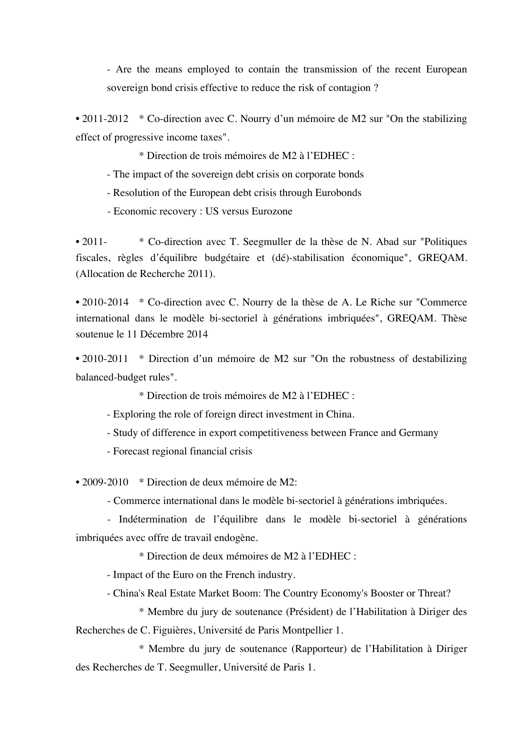- Are the means employed to contain the transmission of the recent European sovereign bond crisis effective to reduce the risk of contagion ?

• 2011-2012 * Co-direction avec C. Nourry d'un mémoire de M2 sur "On the stabilizing effect of progressive income taxes".

* Direction de trois mémoires de M2 à l'EDHEC :

- The impact of the sovereign debt crisis on corporate bonds
- Resolution of the European debt crisis through Eurobonds
- Economic recovery : US versus Eurozone

• 2011- * Co-direction avec T. Seegmuller de la thèse de N. Abad sur "Politiques fiscales, règles d'équilibre budgétaire et (dé)-stabilisation économique", GREQAM. (Allocation de Recherche 2011).

• 2010-2014 * Co-direction avec C. Nourry de la thèse de A. Le Riche sur "Commerce international dans le modèle bi-sectoriel à générations imbriquées", GREQAM. Thèse soutenue le 11 Décembre 2014

• 2010-2011 * Direction d'un mémoire de M2 sur "On the robustness of destabilizing balanced-budget rules".

* Direction de trois mémoires de M2 à l'EDHEC :

- Exploring the role of foreign direct investment in China.
- Study of difference in export competitiveness between France and Germany
- Forecast regional financial crisis

• 2009-2010 * Direction de deux mémoire de M2:

- Commerce international dans le modèle bi-sectoriel à générations imbriquées.
- Indétermination de l'équilibre dans le modèle bi-sectoriel à générations imbriquées avec offre de travail endogène.

* Direction de deux mémoires de M2 à l'EDHEC :

- Impact of the Euro on the French industry.
- China's Real Estate Market Boom: The Country Economy's Booster or Threat?

* Membre du jury de soutenance (Président) de l'Habilitation à Diriger des Recherches de C. Figuières, Université de Paris Montpellier 1.

* Membre du jury de soutenance (Rapporteur) de l'Habilitation à Diriger des Recherches de T. Seegmuller, Université de Paris 1.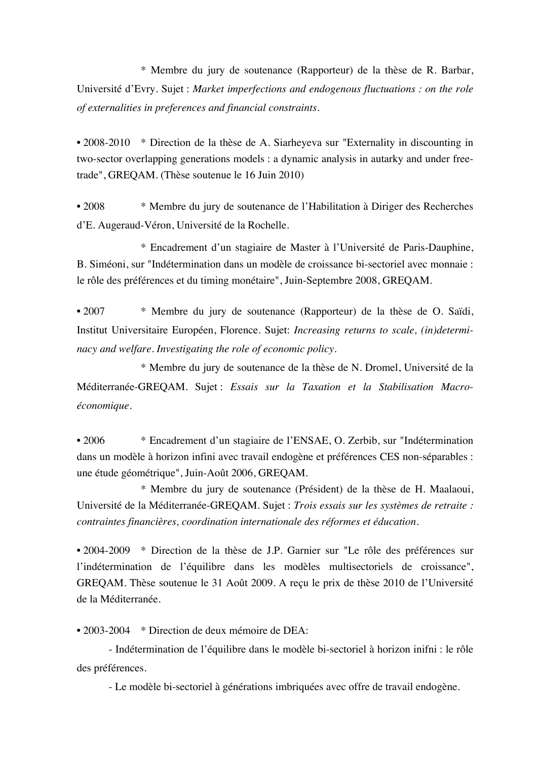\* Membre du jury de soutenance (Rapporteur) de la thèse de R. Barbar, Université d'Evry. Sujet : *Market imperfections and endogenous fluctuations : on the role of externalities in preferences and financial constraints.*

• 2008-2010 \* Direction de la thèse de A. Siarheyeva sur "Externality in discounting in two-sector overlapping generations models : a dynamic analysis in autarky and under free-trade", GREQAM. (Thèse soutenue le 16 Juin 2010)

• 2008 \* Membre du jury de soutenance de l'Habilitation à Diriger des Recherches d'E. Augeraud-Véron, Université de la Rochelle.

\* Encadrement d'un stagiaire de Master à l'Université de Paris-Dauphine, B. Siméoni, sur "Indétermination dans un modèle de croissance bi-sectoriel avec monnaie : le rôle des préférences et du timing monétaire", Juin-Septembre 2008, GREQAM.

• 2007 \* Membre du jury de soutenance (Rapporteur) de la thèse de O. Saïdi, Institut Universitaire Européen, Florence. Sujet: *Increasing returns to scale, (in)determinacy and welfare. Investigating the role of economic policy.*

\* Membre du jury de soutenance de la thèse de N. Dromel, Université de la Méditerranée-GREQAM. Sujet : *Essais sur la Taxation et la Stabilisation Macroéconomique.*

• 2006 \* Encadrement d'un stagiaire de l'ENSAE, O. Zerbib, sur "Indétermination dans un modèle à horizon infini avec travail endogène et préférences CES non-séparables : une étude géométrique", Juin-Août 2006, GREQAM.

\* Membre du jury de soutenance (Président) de la thèse de H. Maalaoui, Université de la Méditerranée-GREQAM. Sujet : *Trois essais sur les systèmes de retraite : contraintes financières, coordination internationale des réformes et éducation.*

• 2004-2009 \* Direction de la thèse de J.P. Garnier sur "Le rôle des préférences sur l'indétermination de l'équilibre dans les modèles multisectoriels de croissance", GREQAM. Thèse soutenue le 31 Août 2009. A reçu le prix de thèse 2010 de l'Université de la Méditerranée.

• 2003-2004 \* Direction de deux mémoire de DEA:

- Indétermination de l'équilibre dans le modèle bi-sectoriel à horizon inifni : le rôle des préférences.
- Le modèle bi-sectoriel à générations imbriquées avec offre de travail endogène.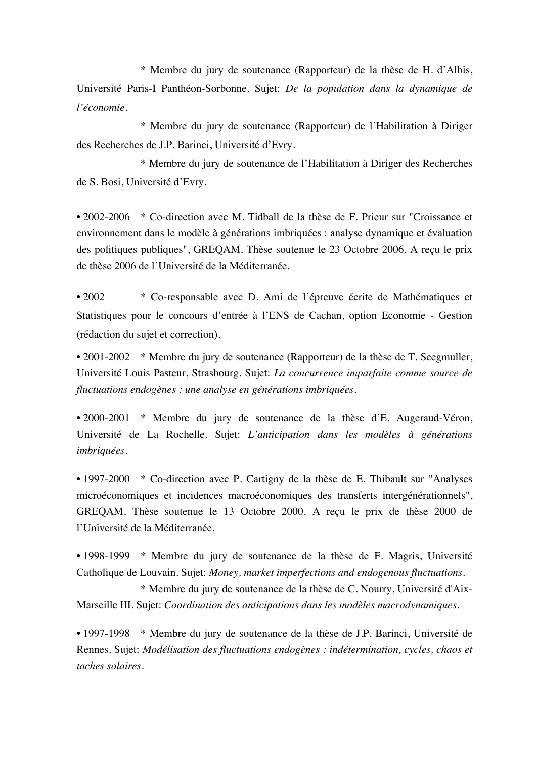* Membre du jury de soutenance (Rapporteur) de la thèse de H. d'Albis, Université Paris-I Panthéon-Sorbonne. Sujet: *De la population dans la dynamique de l'économie*.

* Membre du jury de soutenance (Rapporteur) de l'Habilitation à Diriger des Recherches de J.P. Barinci, Université d'Evry.

* Membre du jury de soutenance de l'Habilitation à Diriger des Recherches de S. Bosi, Université d'Evry.

• 2002-2006 * Co-direction avec M. Tidball de la thèse de F. Prieur sur "Croissance et environnement dans le modèle à générations imbriquées : analyse dynamique et évaluation des politiques publiques", GREQAM. Thèse soutenue le 23 Octobre 2006. A reçu le prix de thèse 2006 de l'Université de la Méditerranée.

• 2002 * Co-responsable avec D. Ami de l'épreuve écrite de Mathématiques et Statistiques pour le concours d'entrée à l'ENS de Cachan, option Economie - Gestion (rédaction du sujet et correction).

• 2001-2002 * Membre du jury de soutenance (Rapporteur) de la thèse de T. Seegmuller, Université Louis Pasteur, Strasbourg. Sujet: *La concurrence imparfaite comme source de fluctuations endogènes : une analyse en générations imbriquées*.

• 2000-2001 * Membre du jury de soutenance de la thèse d'E. Augeraud-Véron, Université de La Rochelle. Sujet: *L'anticipation dans les modèles à générations imbriquées*.

• 1997-2000 * Co-direction avec P. Cartigny de la thèse de E. Thibault sur "Analyses microéconomiques et incidences macroéconomiques des transferts intergénérationnels", GREQAM. Thèse soutenue le 13 Octobre 2000. A reçu le prix de thèse 2000 de l'Université de la Méditerranée.

• 1998-1999 * Membre du jury de soutenance de la thèse de F. Magris, Université Catholique de Louvain. Sujet: *Money, market imperfections and endogenous fluctuations*.

* Membre du jury de soutenance de la thèse de C. Nourry, Université d'Aix-Marseille III. Sujet: *Coordination des anticipations dans les modèles macrodynamiques*.

• 1997-1998 * Membre du jury de soutenance de la thèse de J.P. Barinci, Université de Rennes. Sujet: *Modélisation des fluctuations endogènes : indétermination, cycles, chaos et taches solaires*.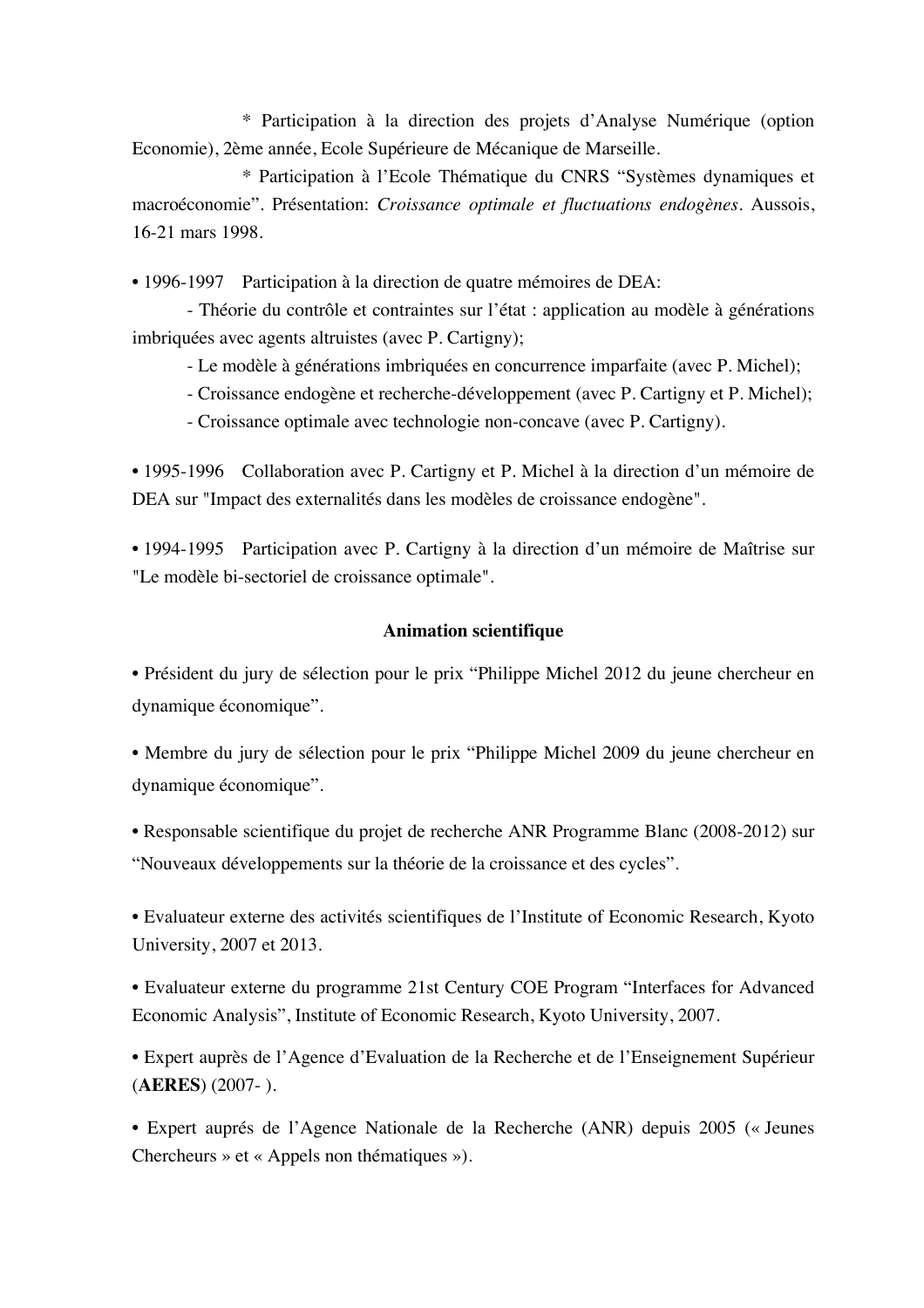\* Participation à la direction des projets d'Analyse Numérique (option Economie), 2ème année, Ecole Supérieure de Mécanique de Marseille.

\* Participation à l'Ecole Thématique du CNRS "Systèmes dynamiques et macroéconomie". Présentation: *Croissance optimale et fluctuations endogènes*. Aussois, 16-21 mars 1998.

• 1996-1997 Participation à la direction de quatre mémoires de DEA:

- Théorie du contrôle et contraintes sur l'état : application au modèle à générations imbriquées avec agents altruistes (avec P. Cartigny);
- Le modèle à générations imbriquées en concurrence imparfaite (avec P. Michel);
- Croissance endogène et recherche-développement (avec P. Cartigny et P. Michel);
- Croissance optimale avec technologie non-concave (avec P. Cartigny).

• 1995-1996 Collaboration avec P. Cartigny et P. Michel à la direction d'un mémoire de DEA sur "Impact des externalités dans les modèles de croissance endogène".

• 1994-1995 Participation avec P. Cartigny à la direction d'un mémoire de Maîtrise sur "Le modèle bi-sectoriel de croissance optimale".

**Animation scientifique**

• Président du jury de sélection pour le prix "Philippe Michel 2012 du jeune chercheur en dynamique économique".

• Membre du jury de sélection pour le prix "Philippe Michel 2009 du jeune chercheur en dynamique économique".

• Responsable scientifique du projet de recherche ANR Programme Blanc (2008-2012) sur "Nouveaux développements sur la théorie de la croissance et des cycles".

• Evaluateur externe des activités scientifiques de l'Institute of Economic Research, Kyoto University, 2007 et 2013.

• Evaluateur externe du programme 21st Century COE Program "Interfaces for Advanced Economic Analysis", Institute of Economic Research, Kyoto University, 2007.

• Expert auprès de l'Agence d'Evaluation de la Recherche et de l'Enseignement Supérieur (**AERES**) (2007- ).

• Expert auprés de l'Agence Nationale de la Recherche (ANR) depuis 2005 (« Jeunes Chercheurs » et « Appels non thématiques »).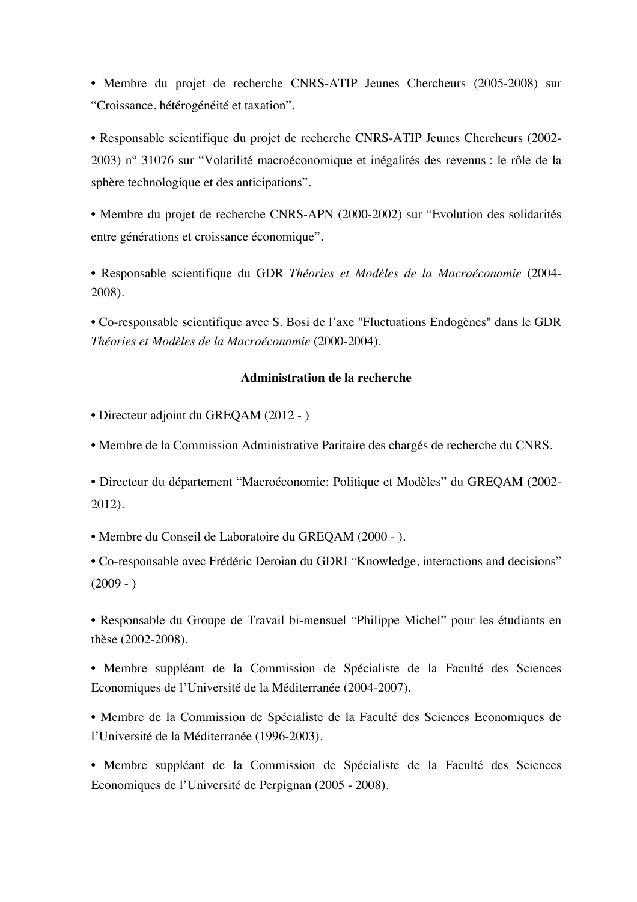• Membre du projet de recherche CNRS-ATIP Jeunes Chercheurs (2005-2008) sur “Croissance, hétérogénéité et taxation”.

• Responsable scientifique du projet de recherche CNRS-ATIP Jeunes Chercheurs (2002-2003) n° 31076 sur “Volatilité macroéconomique et inégalités des revenus : le rôle de la sphère technologique et des anticipations”.

• Membre du projet de recherche CNRS-APN (2000-2002) sur “Evolution des solidarités entre générations et croissance économique”.

• Responsable scientifique du GDR *Théories et Modèles de la Macroéconomie* (2004-2008).

• Co-responsable scientifique avec S. Bosi de l’axe "Fluctuations Endogènes" dans le GDR *Théories et Modèles de la Macroéconomie* (2000-2004).

**Administration de la recherche**

• Directeur adjoint du GREQAM (2012 - )

• Membre de la Commission Administrative Paritaire des chargés de recherche du CNRS.

• Directeur du département “Macroéconomie: Politique et Modèles” du GREQAM (2002-2012).

• Membre du Conseil de Laboratoire du GREQAM (2000 - ).

• Co-responsable avec Frédéric Deroian du GDRI “Knowledge, interactions and decisions” (2009 - )

• Responsable du Groupe de Travail bi-mensuel “Philippe Michel” pour les étudiants en thèse (2002-2008).

• Membre suppléant de la Commission de Spécialiste de la Faculté des Sciences Economiques de l’Université de la Méditerranée (2004-2007).

• Membre de la Commission de Spécialiste de la Faculté des Sciences Economiques de l’Université de la Méditerranée (1996-2003).

• Membre suppléant de la Commission de Spécialiste de la Faculté des Sciences Economiques de l’Université de Perpignan (2005 - 2008).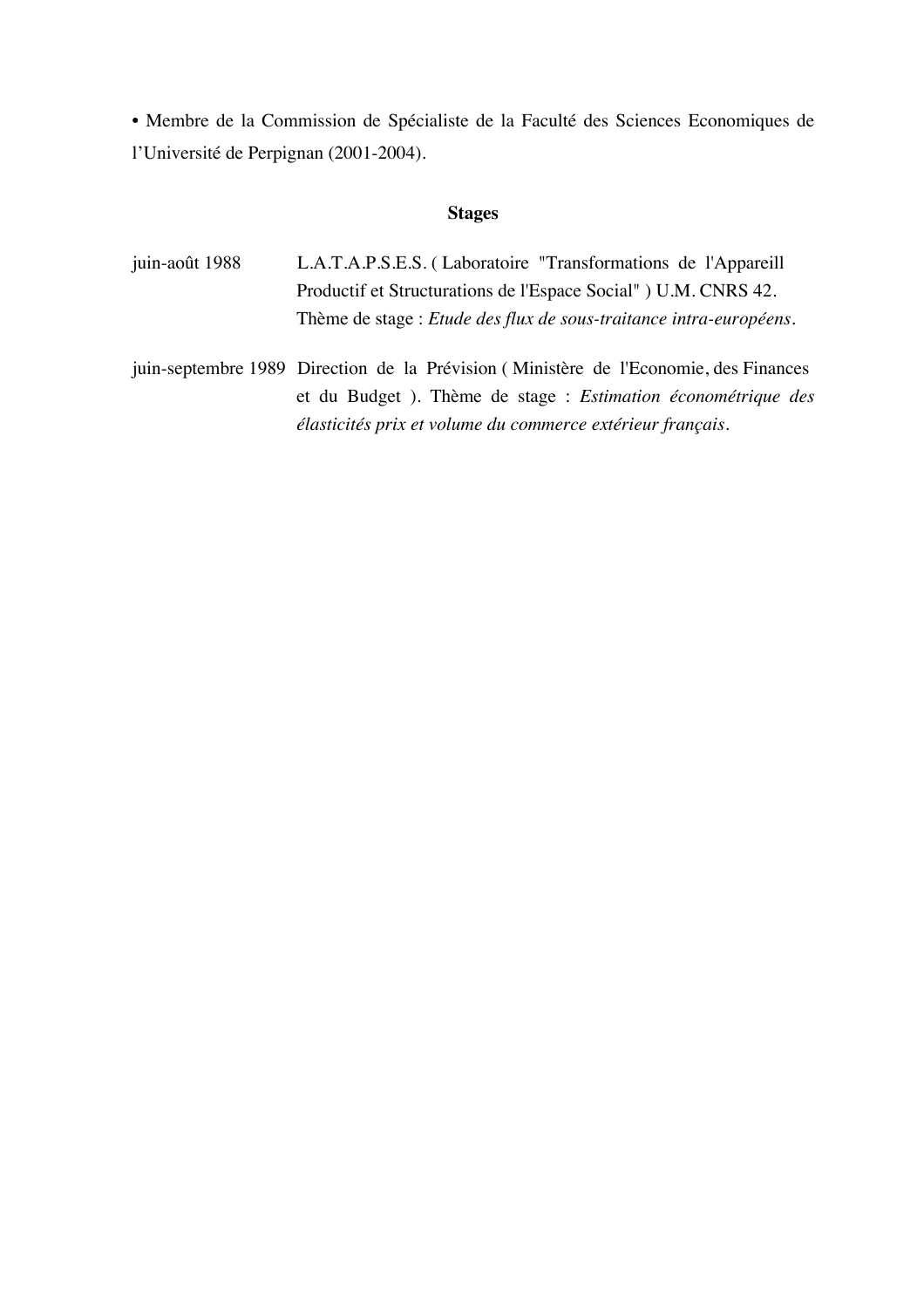• Membre de la Commission de Spécialiste de la Faculté des Sciences Economiques de l'Université de Perpignan (2001-2004).

**Stages**

| | |
|---|---|
| juin-août 1988 | L.A.T.A.P.S.E.S. ( Laboratoire "Transformations de l'Appareill Productif et Structurations de l'Espace Social" ) U.M. CNRS 42. Thème de stage : *Etude des flux de sous-traitance intra-européens*. |
| juin-septembre 1989 | Direction de la Prévision ( Ministère de l'Economie, des Finances et du Budget ). Thème de stage : *Estimation économétrique des élasticités prix et volume du commerce extérieur français*. |